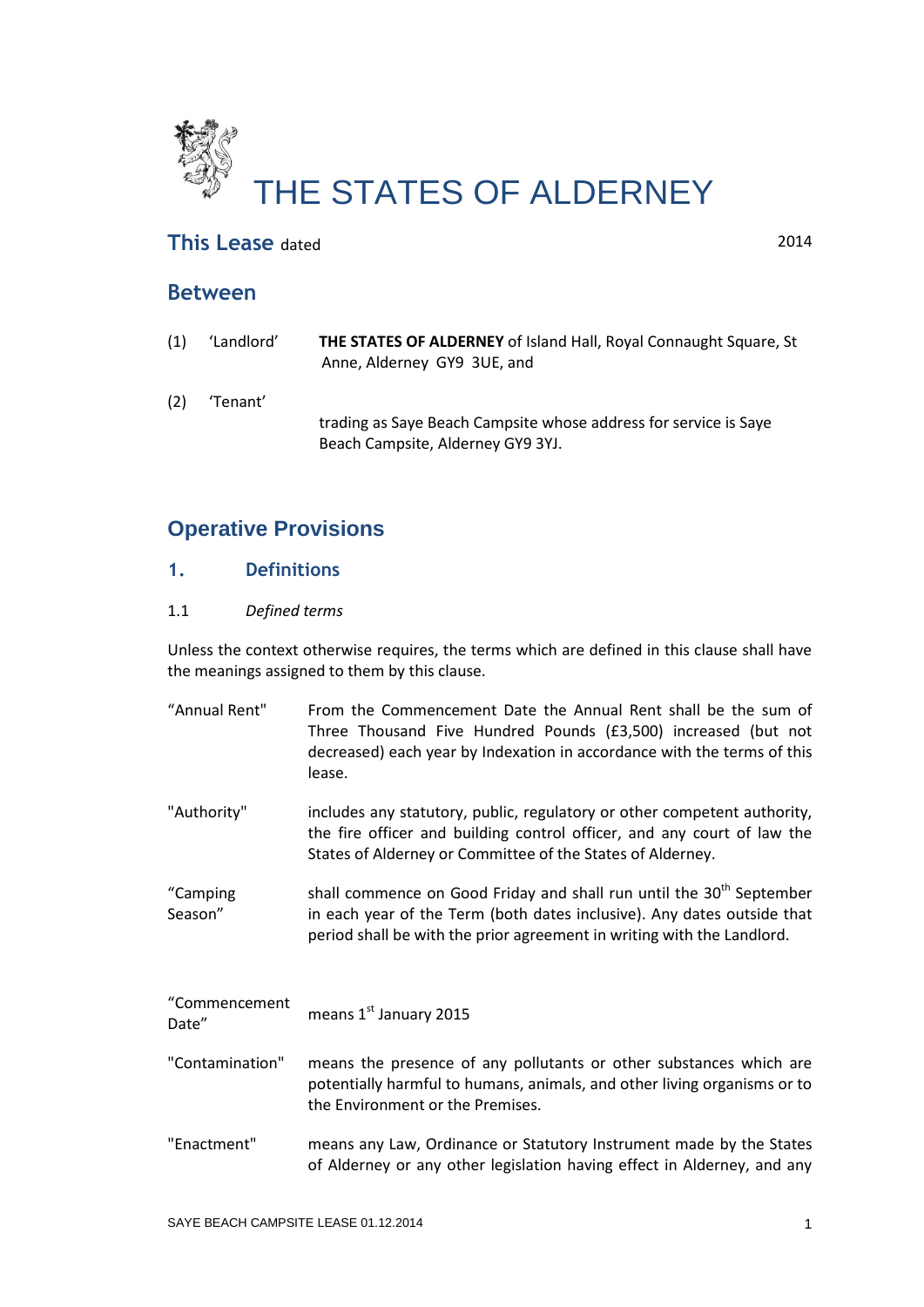# THE STATES OF ALDERNEY

## This Lease dated 2014

## Between

(1) 'Landlord' **THE STATES OF ALDERNEY** of Island Hall, Royal Connaught Square, St Anne, Alderney GY9 3UE, and

(2) 'Tenant'

trading as Saye Beach Campsite whose address for service is Saye Beach Campsite, Alderney GY9 3YJ.

## Operative Provisions

### 1. Definitions

1.1 *Defined terms*

Unless the context otherwise requires, the terms which are defined in this clause shall have the meanings assigned to them by this clause.

"Annual Rent" From the Commencement Date the Annual Rent shall be the sum of Three Thousand Five Hundred Pounds (£3,500) increased (but not decreased) each year by Indexation in accordance with the terms of this lease.

"Authority" includes any statutory, public, regulatory or other competent authority, the fire officer and building control officer, and any court of law the States of Alderney or Committee of the States of Alderney.

"Camping Season" shall commence on Good Friday and shall run until the 30th September in each year of the Term (both dates inclusive). Any dates outside that period shall be with the prior agreement in writing with the Landlord.

"Commencement Date" means 1st January 2015

"Contamination" means the presence of any pollutants or other substances which are potentially harmful to humans, animals, and other living organisms or to the Environment or the Premises.

"Enactment" means any Law, Ordinance or Statutory Instrument made by the States of Alderney or any other legislation having effect in Alderney, and any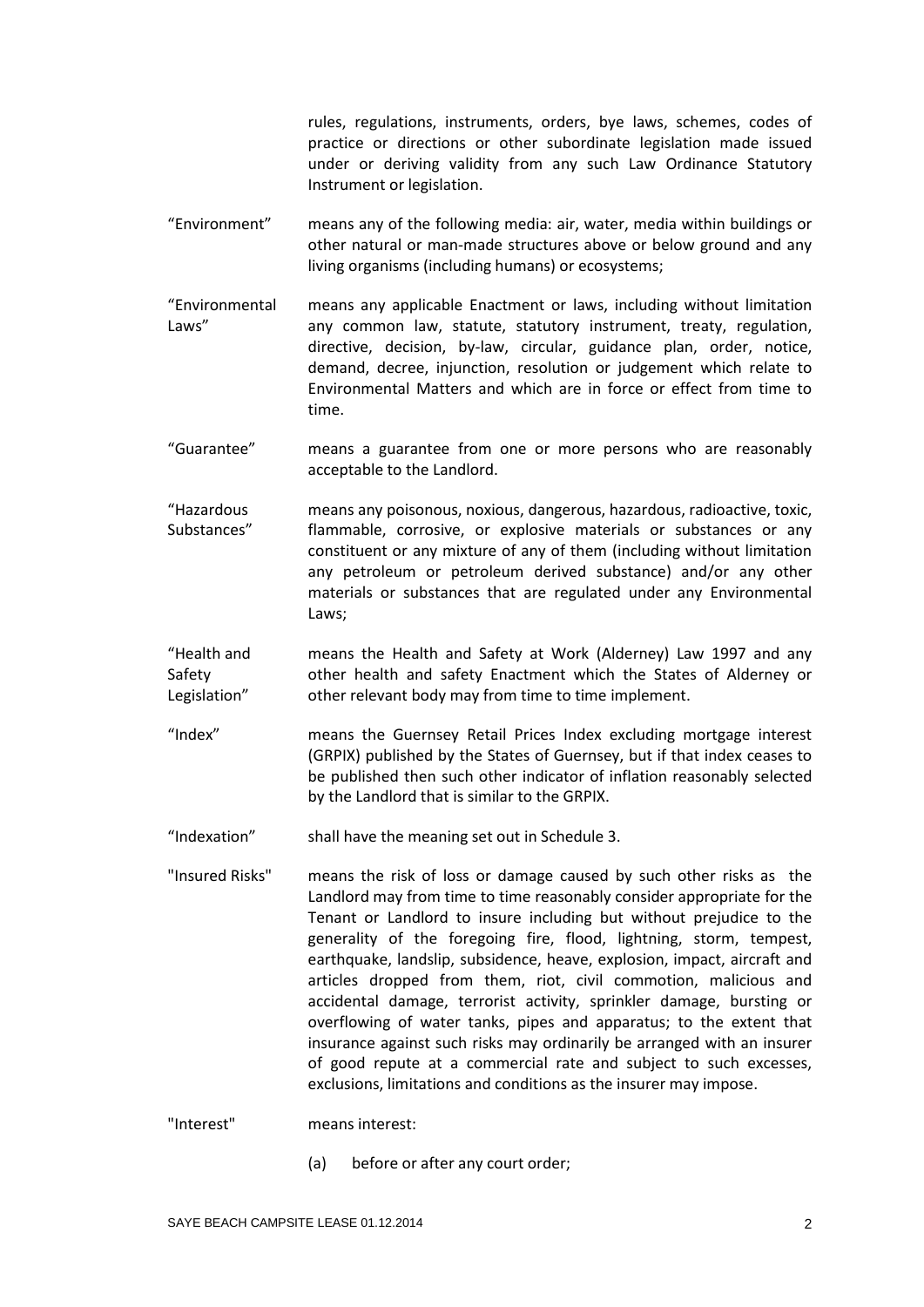rules, regulations, instruments, orders, bye laws, schemes, codes of practice or directions or other subordinate legislation made issued under or deriving validity from any such Law Ordinance Statutory Instrument or legislation.

"Environment" means any of the following media: air, water, media within buildings or other natural or man-made structures above or below ground and any living organisms (including humans) or ecosystems;

"Environmental Laws" means any applicable Enactment or laws, including without limitation any common law, statute, statutory instrument, treaty, regulation, directive, decision, by-law, circular, guidance plan, order, notice, demand, decree, injunction, resolution or judgement which relate to Environmental Matters and which are in force or effect from time to time.

"Guarantee" means a guarantee from one or more persons who are reasonably acceptable to the Landlord.

"Hazardous Substances" means any poisonous, noxious, dangerous, hazardous, radioactive, toxic, flammable, corrosive, or explosive materials or substances or any constituent or any mixture of any of them (including without limitation any petroleum or petroleum derived substance) and/or any other materials or substances that are regulated under any Environmental Laws;

"Health and Safety Legislation" means the Health and Safety at Work (Alderney) Law 1997 and any other health and safety Enactment which the States of Alderney or other relevant body may from time to time implement.

"Index" means the Guernsey Retail Prices Index excluding mortgage interest (GRPIX) published by the States of Guernsey, but if that index ceases to be published then such other indicator of inflation reasonably selected by the Landlord that is similar to the GRPIX.

"Indexation" shall have the meaning set out in Schedule 3.

"Insured Risks" means the risk of loss or damage caused by such other risks as the Landlord may from time to time reasonably consider appropriate for the Tenant or Landlord to insure including but without prejudice to the generality of the foregoing fire, flood, lightning, storm, tempest, earthquake, landslip, subsidence, heave, explosion, impact, aircraft and articles dropped from them, riot, civil commotion, malicious and accidental damage, terrorist activity, sprinkler damage, bursting or overflowing of water tanks, pipes and apparatus; to the extent that insurance against such risks may ordinarily be arranged with an insurer of good repute at a commercial rate and subject to such excesses, exclusions, limitations and conditions as the insurer may impose.

"Interest" means interest:

(a) before or after any court order;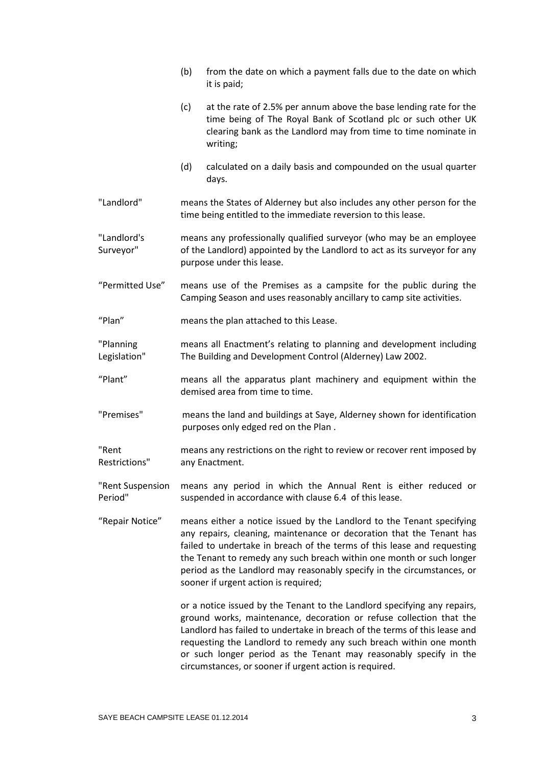(b) from the date on which a payment falls due to the date on which it is paid;

(c) at the rate of 2.5% per annum above the base lending rate for the time being of The Royal Bank of Scotland plc or such other UK clearing bank as the Landlord may from time to time nominate in writing;

(d) calculated on a daily basis and compounded on the usual quarter days.

"Landlord" means the States of Alderney but also includes any other person for the time being entitled to the immediate reversion to this lease.

"Landlord's Surveyor" means any professionally qualified surveyor (who may be an employee of the Landlord) appointed by the Landlord to act as its surveyor for any purpose under this lease.

"Permitted Use" means use of the Premises as a campsite for the public during the Camping Season and uses reasonably ancillary to camp site activities.

"Plan" means the plan attached to this Lease.

"Planning Legislation" means all Enactment's relating to planning and development including The Building and Development Control (Alderney) Law 2002.

"Plant" means all the apparatus plant machinery and equipment within the demised area from time to time.

"Premises" means the land and buildings at Saye, Alderney shown for identification purposes only edged red on the Plan .

"Rent Restrictions" means any restrictions on the right to review or recover rent imposed by any Enactment.

"Rent Suspension Period" means any period in which the Annual Rent is either reduced or suspended in accordance with clause 6.4 of this lease.

"Repair Notice" means either a notice issued by the Landlord to the Tenant specifying any repairs, cleaning, maintenance or decoration that the Tenant has failed to undertake in breach of the terms of this lease and requesting the Tenant to remedy any such breach within one month or such longer period as the Landlord may reasonably specify in the circumstances, or sooner if urgent action is required;

or a notice issued by the Tenant to the Landlord specifying any repairs, ground works, maintenance, decoration or refuse collection that the Landlord has failed to undertake in breach of the terms of this lease and requesting the Landlord to remedy any such breach within one month or such longer period as the Tenant may reasonably specify in the circumstances, or sooner if urgent action is required.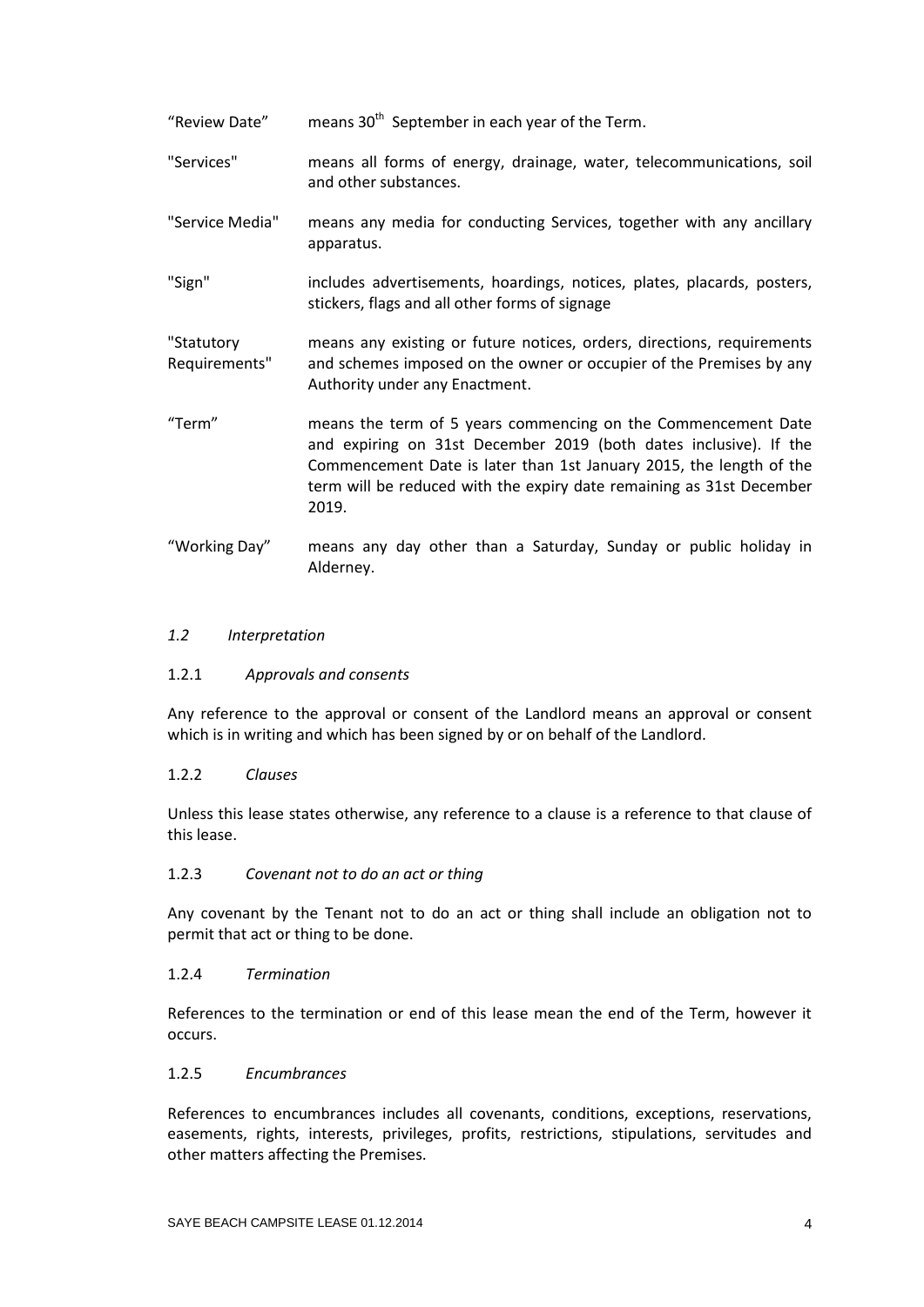"Review Date" means 30th September in each year of the Term.

"Services" means all forms of energy, drainage, water, telecommunications, soil and other substances.

"Service Media" means any media for conducting Services, together with any ancillary apparatus.

"Sign" includes advertisements, hoardings, notices, plates, placards, posters, stickers, flags and all other forms of signage

"Statutory Requirements" means any existing or future notices, orders, directions, requirements and schemes imposed on the owner or occupier of the Premises by any Authority under any Enactment.

"Term" means the term of 5 years commencing on the Commencement Date and expiring on 31st December 2019 (both dates inclusive). If the Commencement Date is later than 1st January 2015, the length of the term will be reduced with the expiry date remaining as 31st December 2019.

"Working Day" means any day other than a Saturday, Sunday or public holiday in Alderney.

### *1.2 Interpretation*

#### 1.2.1 *Approvals and consents*

Any reference to the approval or consent of the Landlord means an approval or consent which is in writing and which has been signed by or on behalf of the Landlord.

#### 1.2.2 *Clauses*

Unless this lease states otherwise, any reference to a clause is a reference to that clause of this lease.

#### 1.2.3 *Covenant not to do an act or thing*

Any covenant by the Tenant not to do an act or thing shall include an obligation not to permit that act or thing to be done.

#### 1.2.4 *Termination*

References to the termination or end of this lease mean the end of the Term, however it occurs.

#### 1.2.5 *Encumbrances*

References to encumbrances includes all covenants, conditions, exceptions, reservations, easements, rights, interests, privileges, profits, restrictions, stipulations, servitudes and other matters affecting the Premises.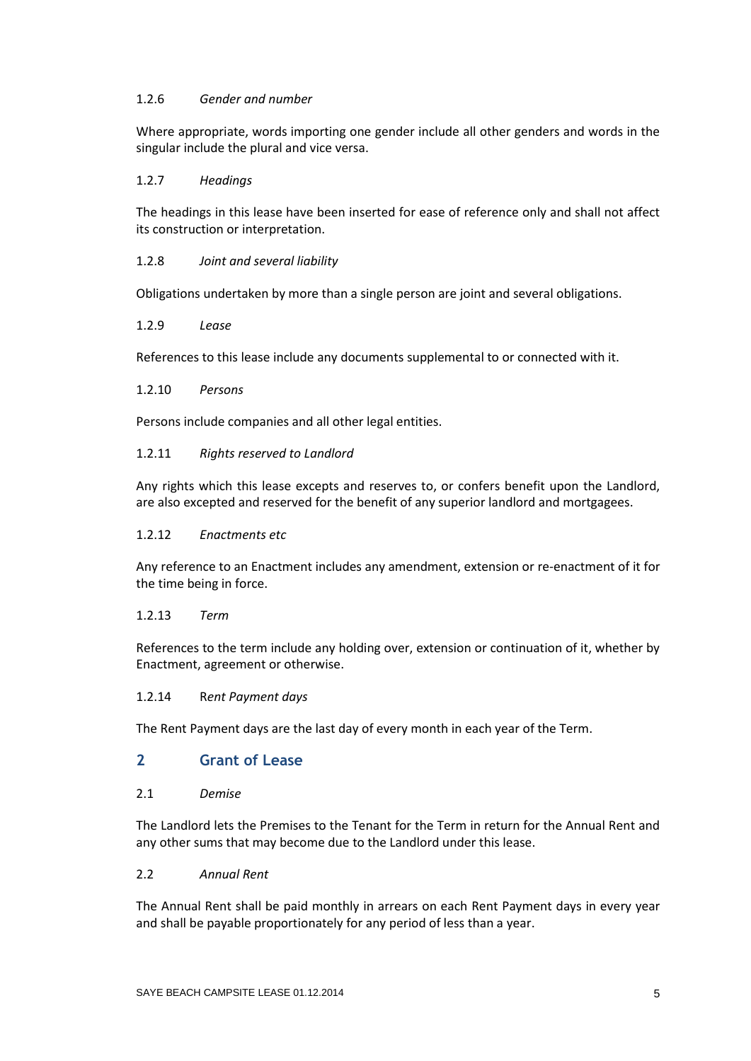1.2.6 *Gender and number*

Where appropriate, words importing one gender include all other genders and words in the singular include the plural and vice versa.

1.2.7 *Headings*

The headings in this lease have been inserted for ease of reference only and shall not affect its construction or interpretation.

1.2.8 *Joint and several liability*

Obligations undertaken by more than a single person are joint and several obligations.

1.2.9 *Lease*

References to this lease include any documents supplemental to or connected with it.

1.2.10 *Persons*

Persons include companies and all other legal entities.

1.2.11 *Rights reserved to Landlord*

Any rights which this lease excepts and reserves to, or confers benefit upon the Landlord, are also excepted and reserved for the benefit of any superior landlord and mortgagees.

1.2.12 *Enactments etc*

Any reference to an Enactment includes any amendment, extension or re-enactment of it for the time being in force.

1.2.13 *Term*

References to the term include any holding over, extension or continuation of it, whether by Enactment, agreement or otherwise.

1.2.14 R*ent Payment days*

The Rent Payment days are the last day of every month in each year of the Term.

## 2 Grant of Lease

2.1 *Demise*

The Landlord lets the Premises to the Tenant for the Term in return for the Annual Rent and any other sums that may become due to the Landlord under this lease.

2.2 *Annual Rent*

The Annual Rent shall be paid monthly in arrears on each Rent Payment days in every year and shall be payable proportionately for any period of less than a year.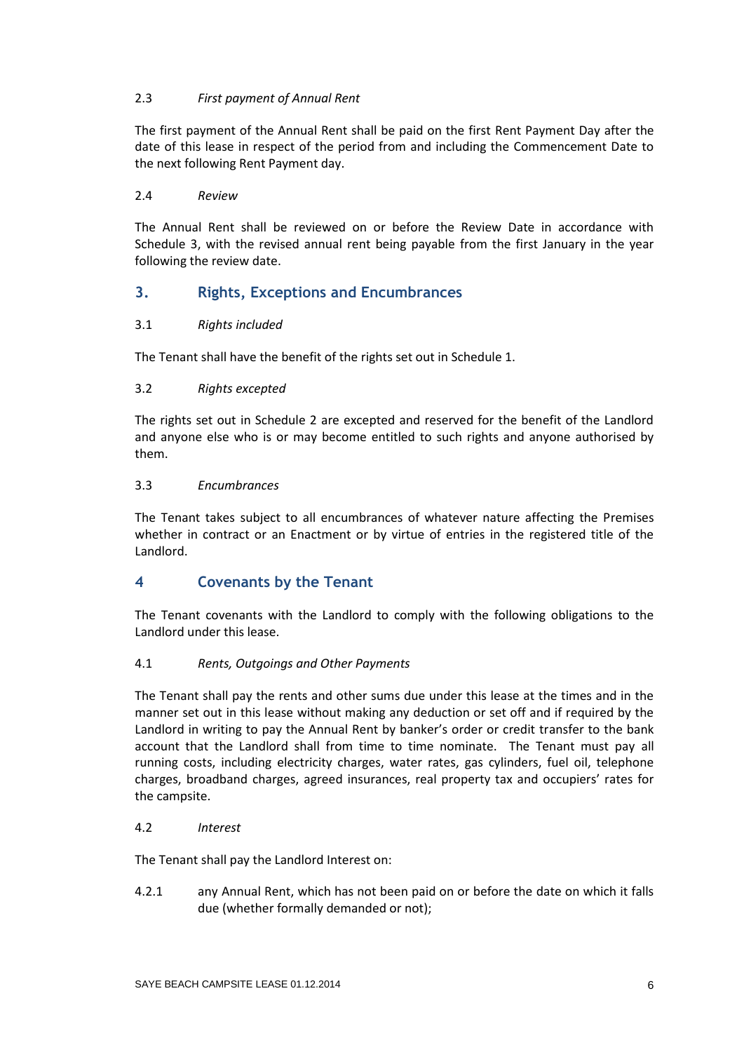2.3 *First payment of Annual Rent*

The first payment of the Annual Rent shall be paid on the first Rent Payment Day after the date of this lease in respect of the period from and including the Commencement Date to the next following Rent Payment day.

2.4 *Review*

The Annual Rent shall be reviewed on or before the Review Date in accordance with Schedule 3, with the revised annual rent being payable from the first January in the year following the review date.

## 3. Rights, Exceptions and Encumbrances

3.1 *Rights included*

The Tenant shall have the benefit of the rights set out in Schedule 1.

3.2 *Rights excepted*

The rights set out in Schedule 2 are excepted and reserved for the benefit of the Landlord and anyone else who is or may become entitled to such rights and anyone authorised by them.

3.3 *Encumbrances*

The Tenant takes subject to all encumbrances of whatever nature affecting the Premises whether in contract or an Enactment or by virtue of entries in the registered title of the Landlord.

## 4 Covenants by the Tenant

The Tenant covenants with the Landlord to comply with the following obligations to the Landlord under this lease.

4.1 *Rents, Outgoings and Other Payments*

The Tenant shall pay the rents and other sums due under this lease at the times and in the manner set out in this lease without making any deduction or set off and if required by the Landlord in writing to pay the Annual Rent by banker's order or credit transfer to the bank account that the Landlord shall from time to time nominate. The Tenant must pay all running costs, including electricity charges, water rates, gas cylinders, fuel oil, telephone charges, broadband charges, agreed insurances, real property tax and occupiers' rates for the campsite.

4.2 *Interest*

The Tenant shall pay the Landlord Interest on:

4.2.1 any Annual Rent, which has not been paid on or before the date on which it falls due (whether formally demanded or not);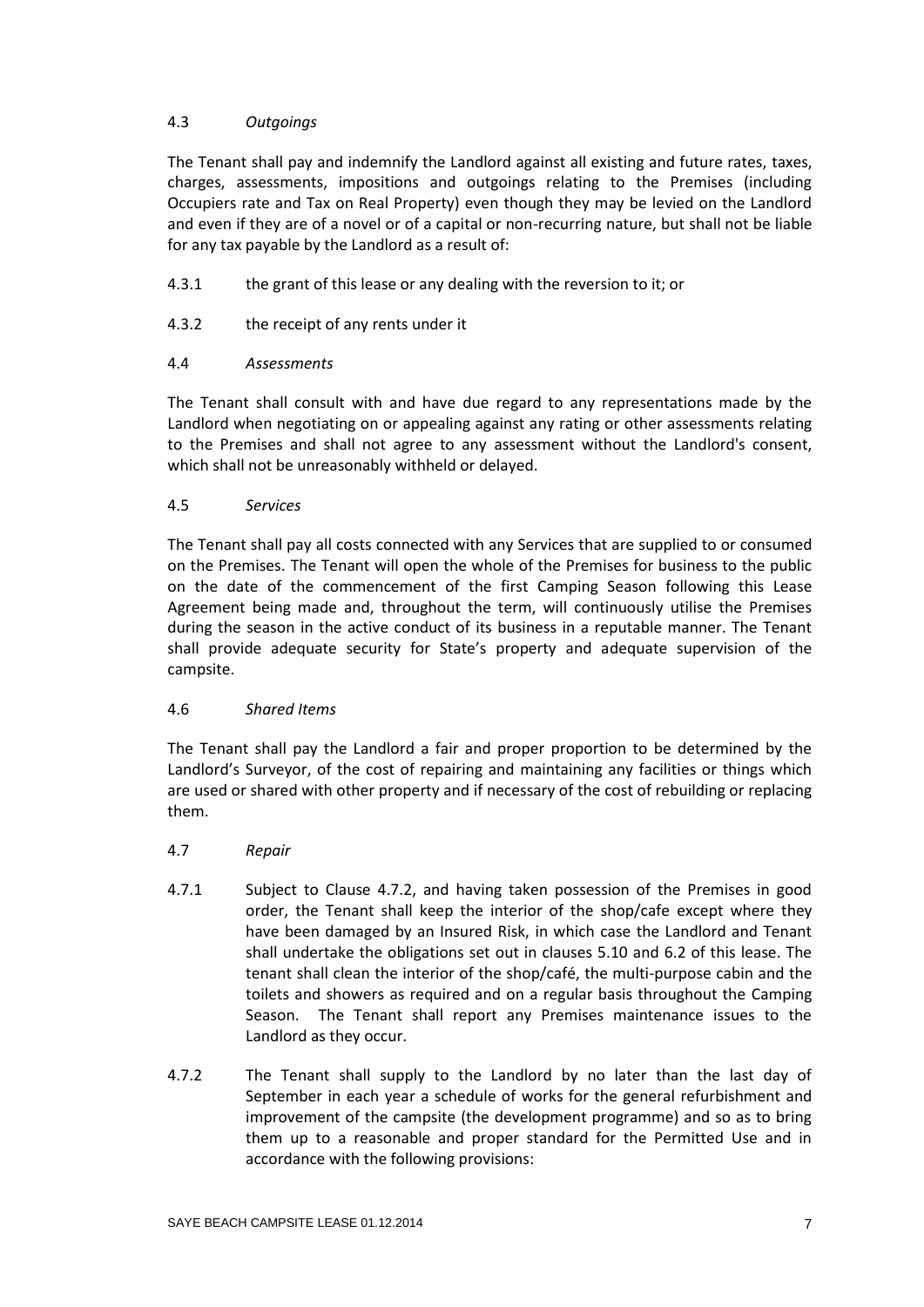4.3 *Outgoings*

The Tenant shall pay and indemnify the Landlord against all existing and future rates, taxes, charges, assessments, impositions and outgoings relating to the Premises (including Occupiers rate and Tax on Real Property) even though they may be levied on the Landlord and even if they are of a novel or of a capital or non-recurring nature, but shall not be liable for any tax payable by the Landlord as a result of:

4.3.1 the grant of this lease or any dealing with the reversion to it; or

4.3.2 the receipt of any rents under it

4.4 *Assessments*

The Tenant shall consult with and have due regard to any representations made by the Landlord when negotiating on or appealing against any rating or other assessments relating to the Premises and shall not agree to any assessment without the Landlord's consent, which shall not be unreasonably withheld or delayed.

4.5 *Services*

The Tenant shall pay all costs connected with any Services that are supplied to or consumed on the Premises. The Tenant will open the whole of the Premises for business to the public on the date of the commencement of the first Camping Season following this Lease Agreement being made and, throughout the term, will continuously utilise the Premises during the season in the active conduct of its business in a reputable manner. The Tenant shall provide adequate security for State's property and adequate supervision of the campsite.

4.6 *Shared Items*

The Tenant shall pay the Landlord a fair and proper proportion to be determined by the Landlord's Surveyor, of the cost of repairing and maintaining any facilities or things which are used or shared with other property and if necessary of the cost of rebuilding or replacing them.

4.7 *Repair*

4.7.1 Subject to Clause 4.7.2, and having taken possession of the Premises in good order, the Tenant shall keep the interior of the shop/cafe except where they have been damaged by an Insured Risk, in which case the Landlord and Tenant shall undertake the obligations set out in clauses 5.10 and 6.2 of this lease. The tenant shall clean the interior of the shop/café, the multi-purpose cabin and the toilets and showers as required and on a regular basis throughout the Camping Season. The Tenant shall report any Premises maintenance issues to the Landlord as they occur.

4.7.2 The Tenant shall supply to the Landlord by no later than the last day of September in each year a schedule of works for the general refurbishment and improvement of the campsite (the development programme) and so as to bring them up to a reasonable and proper standard for the Permitted Use and in accordance with the following provisions: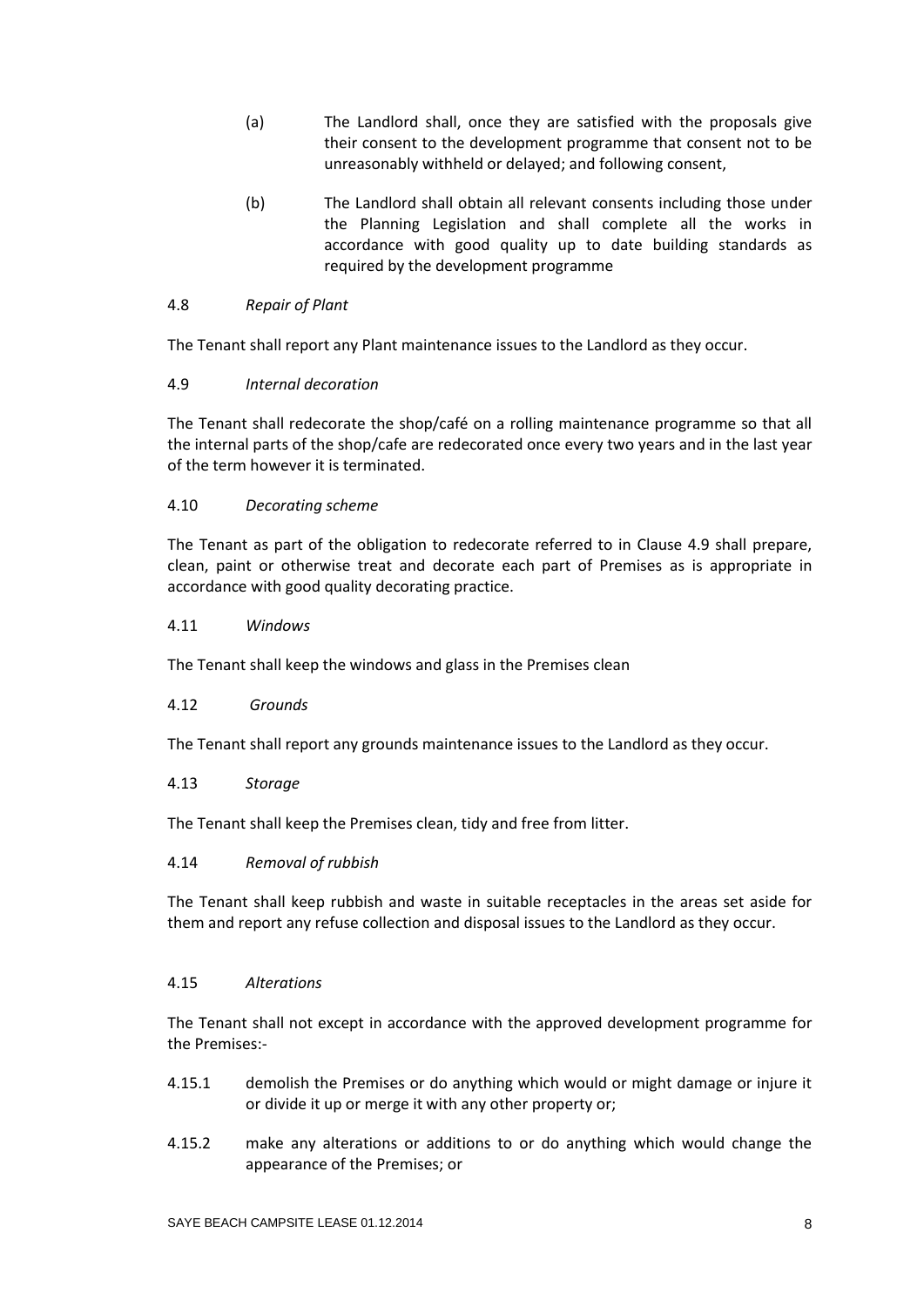(a) The Landlord shall, once they are satisfied with the proposals give their consent to the development programme that consent not to be unreasonably withheld or delayed; and following consent,

(b) The Landlord shall obtain all relevant consents including those under the Planning Legislation and shall complete all the works in accordance with good quality up to date building standards as required by the development programme

4.8 *Repair of Plant*

The Tenant shall report any Plant maintenance issues to the Landlord as they occur.

4.9 *Internal decoration*

The Tenant shall redecorate the shop/café on a rolling maintenance programme so that all the internal parts of the shop/cafe are redecorated once every two years and in the last year of the term however it is terminated.

4.10 *Decorating scheme*

The Tenant as part of the obligation to redecorate referred to in Clause 4.9 shall prepare, clean, paint or otherwise treat and decorate each part of Premises as is appropriate in accordance with good quality decorating practice.

4.11 *Windows*

The Tenant shall keep the windows and glass in the Premises clean

4.12 *Grounds*

The Tenant shall report any grounds maintenance issues to the Landlord as they occur.

4.13 *Storage*

The Tenant shall keep the Premises clean, tidy and free from litter.

4.14 *Removal of rubbish*

The Tenant shall keep rubbish and waste in suitable receptacles in the areas set aside for them and report any refuse collection and disposal issues to the Landlord as they occur.

4.15 *Alterations*

The Tenant shall not except in accordance with the approved development programme for the Premises:-

4.15.1 demolish the Premises or do anything which would or might damage or injure it or divide it up or merge it with any other property or;

4.15.2 make any alterations or additions to or do anything which would change the appearance of the Premises; or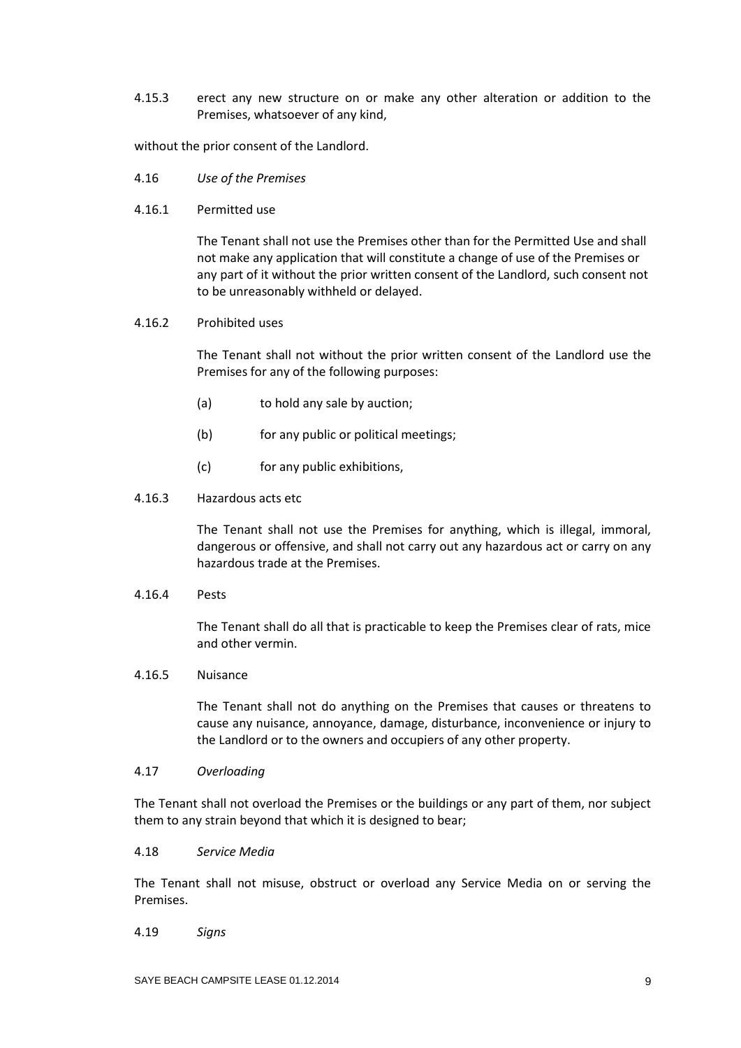4.15.3 erect any new structure on or make any other alteration or addition to the Premises, whatsoever of any kind,

without the prior consent of the Landlord.

4.16 *Use of the Premises*

4.16.1 Permitted use

The Tenant shall not use the Premises other than for the Permitted Use and shall not make any application that will constitute a change of use of the Premises or any part of it without the prior written consent of the Landlord, such consent not to be unreasonably withheld or delayed.

4.16.2 Prohibited uses

The Tenant shall not without the prior written consent of the Landlord use the Premises for any of the following purposes:

(a) to hold any sale by auction;

(b) for any public or political meetings;

(c) for any public exhibitions,

4.16.3 Hazardous acts etc

The Tenant shall not use the Premises for anything, which is illegal, immoral, dangerous or offensive, and shall not carry out any hazardous act or carry on any hazardous trade at the Premises.

4.16.4 Pests

The Tenant shall do all that is practicable to keep the Premises clear of rats, mice and other vermin.

4.16.5 Nuisance

The Tenant shall not do anything on the Premises that causes or threatens to cause any nuisance, annoyance, damage, disturbance, inconvenience or injury to the Landlord or to the owners and occupiers of any other property.

4.17 *Overloading*

The Tenant shall not overload the Premises or the buildings or any part of them, nor subject them to any strain beyond that which it is designed to bear;

4.18 *Service Media*

The Tenant shall not misuse, obstruct or overload any Service Media on or serving the Premises.

4.19 *Signs*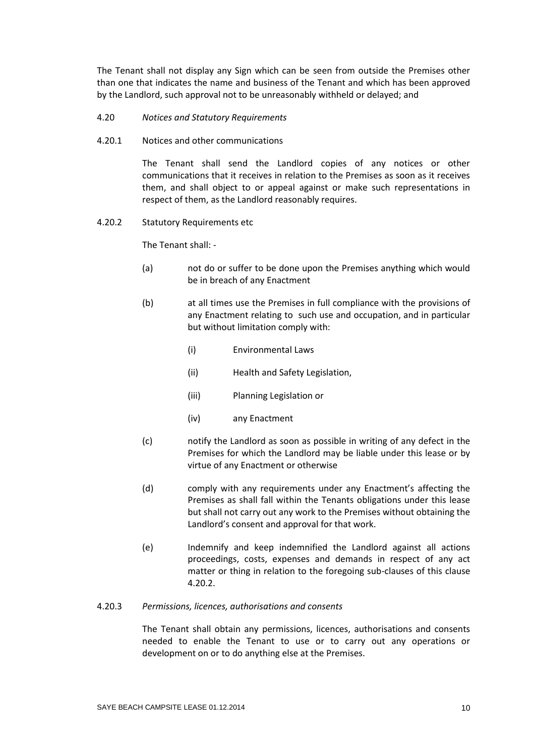The Tenant shall not display any Sign which can be seen from outside the Premises other than one that indicates the name and business of the Tenant and which has been approved by the Landlord, such approval not to be unreasonably withheld or delayed; and

4.20 *Notices and Statutory Requirements*

4.20.1 Notices and other communications

The Tenant shall send the Landlord copies of any notices or other communications that it receives in relation to the Premises as soon as it receives them, and shall object to or appeal against or make such representations in respect of them, as the Landlord reasonably requires.

4.20.2 Statutory Requirements etc

The Tenant shall: -

(a) not do or suffer to be done upon the Premises anything which would be in breach of any Enactment

(b) at all times use the Premises in full compliance with the provisions of any Enactment relating to such use and occupation, and in particular but without limitation comply with:

(i) Environmental Laws

(ii) Health and Safety Legislation,

(iii) Planning Legislation or

(iv) any Enactment

(c) notify the Landlord as soon as possible in writing of any defect in the Premises for which the Landlord may be liable under this lease or by virtue of any Enactment or otherwise

(d) comply with any requirements under any Enactment's affecting the Premises as shall fall within the Tenants obligations under this lease but shall not carry out any work to the Premises without obtaining the Landlord's consent and approval for that work.

(e) Indemnify and keep indemnified the Landlord against all actions proceedings, costs, expenses and demands in respect of any act matter or thing in relation to the foregoing sub-clauses of this clause 4.20.2.

4.20.3 *Permissions, licences, authorisations and consents*

The Tenant shall obtain any permissions, licences, authorisations and consents needed to enable the Tenant to use or to carry out any operations or development on or to do anything else at the Premises.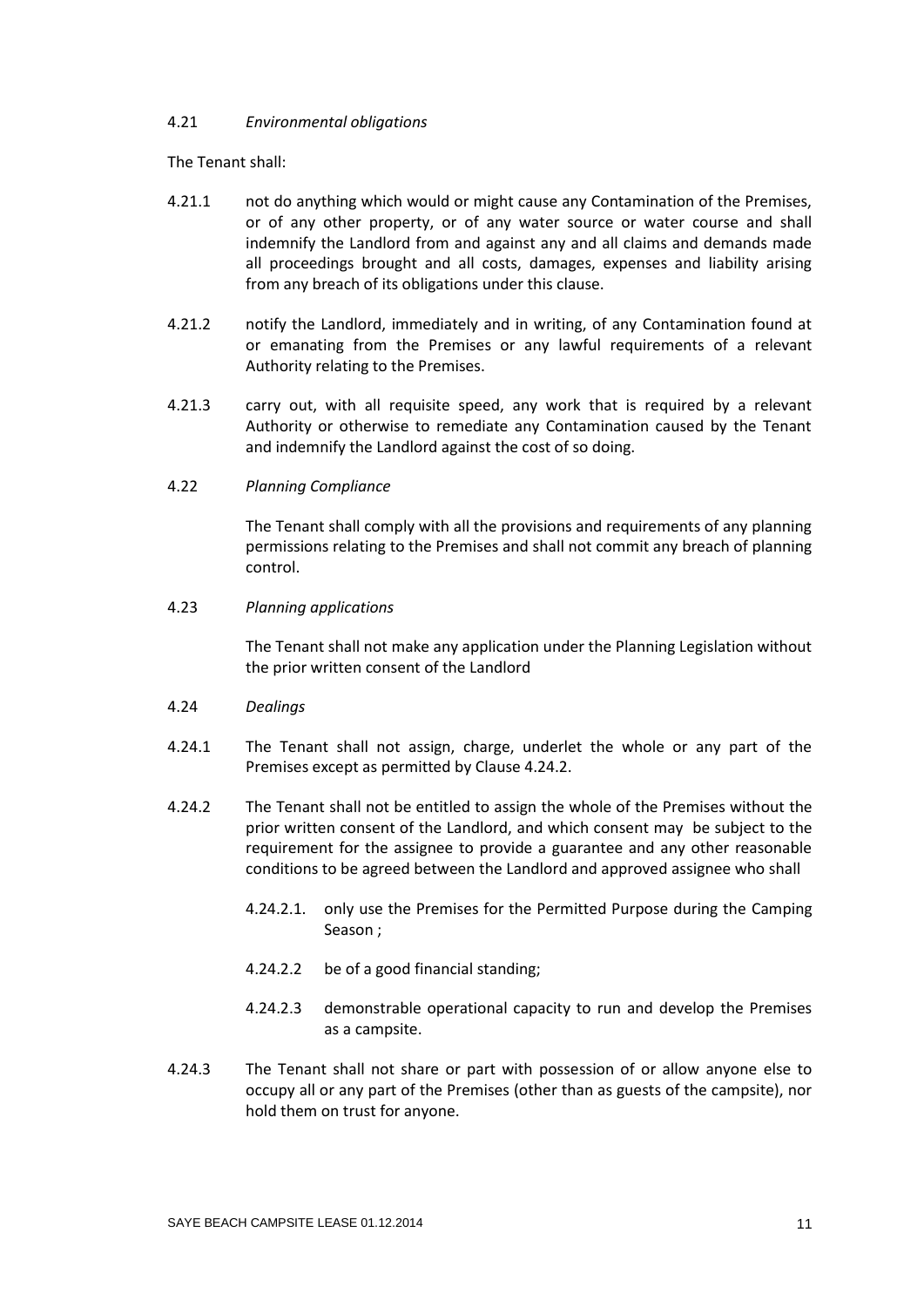4.21 *Environmental obligations*

The Tenant shall:

4.21.1 not do anything which would or might cause any Contamination of the Premises, or of any other property, or of any water source or water course and shall indemnify the Landlord from and against any and all claims and demands made all proceedings brought and all costs, damages, expenses and liability arising from any breach of its obligations under this clause.

4.21.2 notify the Landlord, immediately and in writing, of any Contamination found at or emanating from the Premises or any lawful requirements of a relevant Authority relating to the Premises.

4.21.3 carry out, with all requisite speed, any work that is required by a relevant Authority or otherwise to remediate any Contamination caused by the Tenant and indemnify the Landlord against the cost of so doing.

4.22 *Planning Compliance*

The Tenant shall comply with all the provisions and requirements of any planning permissions relating to the Premises and shall not commit any breach of planning control.

4.23 *Planning applications*

The Tenant shall not make any application under the Planning Legislation without the prior written consent of the Landlord

4.24 *Dealings*

4.24.1 The Tenant shall not assign, charge, underlet the whole or any part of the Premises except as permitted by Clause 4.24.2.

4.24.2 The Tenant shall not be entitled to assign the whole of the Premises without the prior written consent of the Landlord, and which consent may be subject to the requirement for the assignee to provide a guarantee and any other reasonable conditions to be agreed between the Landlord and approved assignee who shall

4.24.2.1. only use the Premises for the Permitted Purpose during the Camping Season ;

4.24.2.2 be of a good financial standing;

4.24.2.3 demonstrable operational capacity to run and develop the Premises as a campsite.

4.24.3 The Tenant shall not share or part with possession of or allow anyone else to occupy all or any part of the Premises (other than as guests of the campsite), nor hold them on trust for anyone.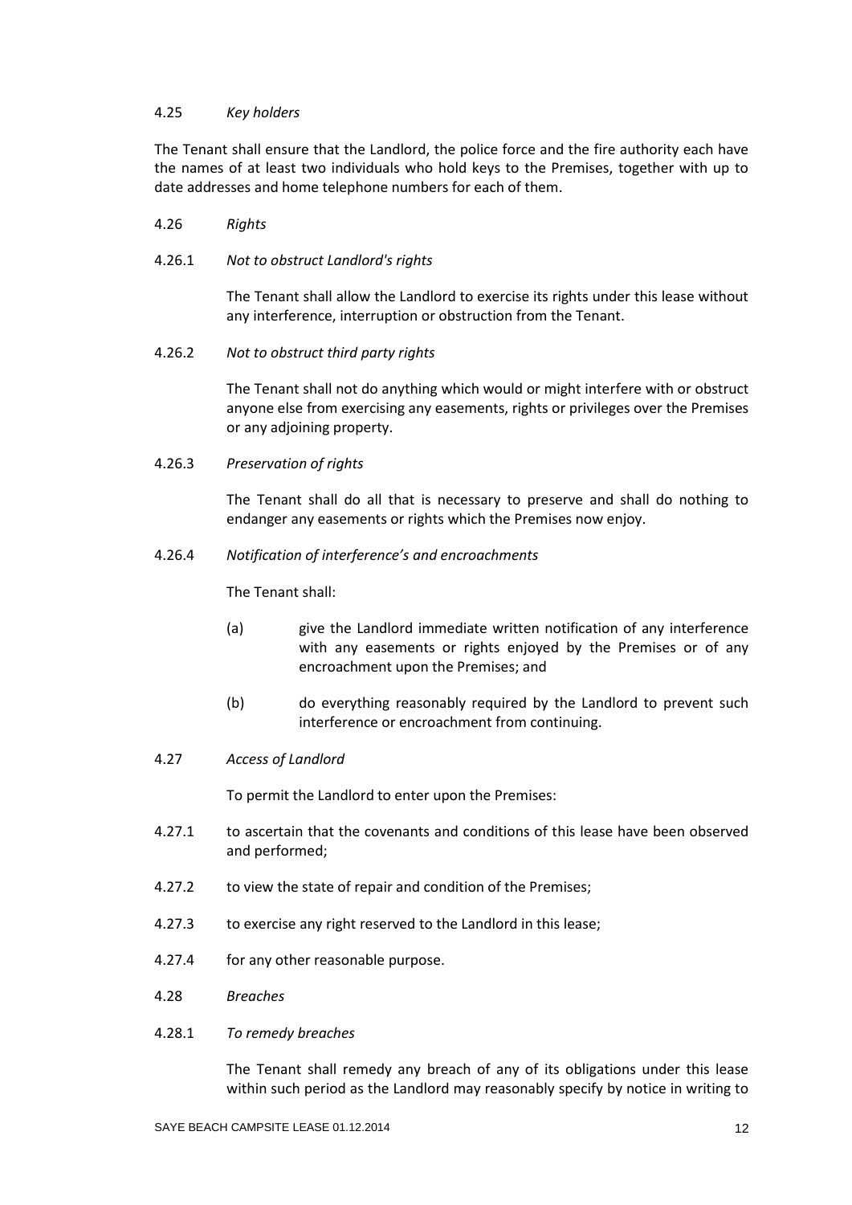4.25 *Key holders*

The Tenant shall ensure that the Landlord, the police force and the fire authority each have the names of at least two individuals who hold keys to the Premises, together with up to date addresses and home telephone numbers for each of them.

4.26 *Rights*

4.26.1 *Not to obstruct Landlord's rights*

The Tenant shall allow the Landlord to exercise its rights under this lease without any interference, interruption or obstruction from the Tenant.

4.26.2 *Not to obstruct third party rights*

The Tenant shall not do anything which would or might interfere with or obstruct anyone else from exercising any easements, rights or privileges over the Premises or any adjoining property.

4.26.3 *Preservation of rights*

The Tenant shall do all that is necessary to preserve and shall do nothing to endanger any easements or rights which the Premises now enjoy.

4.26.4 *Notification of interference's and encroachments*

The Tenant shall:

(a) give the Landlord immediate written notification of any interference with any easements or rights enjoyed by the Premises or of any encroachment upon the Premises; and

(b) do everything reasonably required by the Landlord to prevent such interference or encroachment from continuing.

4.27 *Access of Landlord*

To permit the Landlord to enter upon the Premises:

4.27.1 to ascertain that the covenants and conditions of this lease have been observed and performed;

4.27.2 to view the state of repair and condition of the Premises;

4.27.3 to exercise any right reserved to the Landlord in this lease;

4.27.4 for any other reasonable purpose.

4.28 *Breaches*

4.28.1 *To remedy breaches*

The Tenant shall remedy any breach of any of its obligations under this lease within such period as the Landlord may reasonably specify by notice in writing to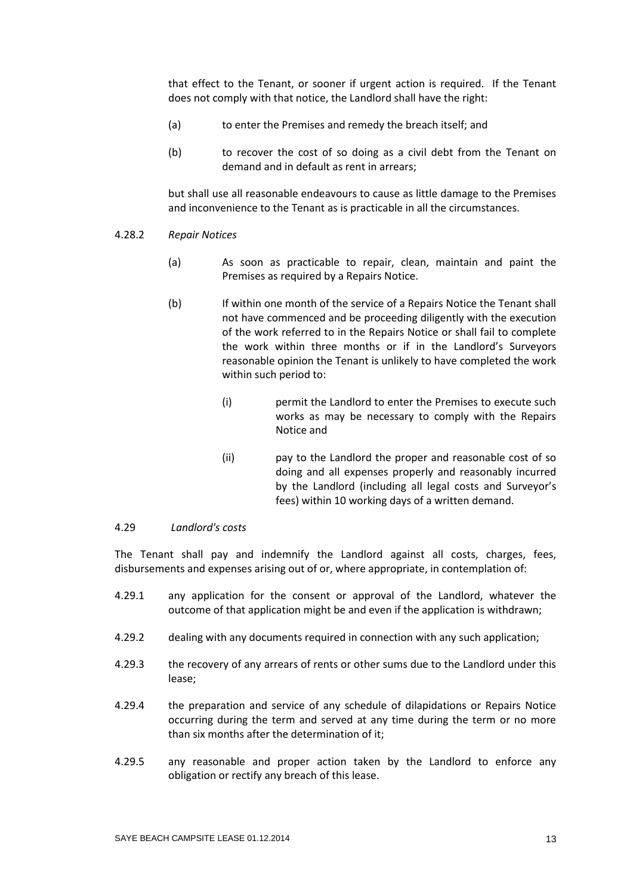that effect to the Tenant, or sooner if urgent action is required. If the Tenant does not comply with that notice, the Landlord shall have the right:

(a) to enter the Premises and remedy the breach itself; and

(b) to recover the cost of so doing as a civil debt from the Tenant on demand and in default as rent in arrears;

but shall use all reasonable endeavours to cause as little damage to the Premises and inconvenience to the Tenant as is practicable in all the circumstances.

4.28.2 *Repair Notices*

(a) As soon as practicable to repair, clean, maintain and paint the Premises as required by a Repairs Notice.

(b) If within one month of the service of a Repairs Notice the Tenant shall not have commenced and be proceeding diligently with the execution of the work referred to in the Repairs Notice or shall fail to complete the work within three months or if in the Landlord's Surveyors reasonable opinion the Tenant is unlikely to have completed the work within such period to:

(i) permit the Landlord to enter the Premises to execute such works as may be necessary to comply with the Repairs Notice and

(ii) pay to the Landlord the proper and reasonable cost of so doing and all expenses properly and reasonably incurred by the Landlord (including all legal costs and Surveyor's fees) within 10 working days of a written demand.

4.29 *Landlord's costs*

The Tenant shall pay and indemnify the Landlord against all costs, charges, fees, disbursements and expenses arising out of or, where appropriate, in contemplation of:

4.29.1 any application for the consent or approval of the Landlord, whatever the outcome of that application might be and even if the application is withdrawn;

4.29.2 dealing with any documents required in connection with any such application;

4.29.3 the recovery of any arrears of rents or other sums due to the Landlord under this lease;

4.29.4 the preparation and service of any schedule of dilapidations or Repairs Notice occurring during the term and served at any time during the term or no more than six months after the determination of it;

4.29.5 any reasonable and proper action taken by the Landlord to enforce any obligation or rectify any breach of this lease.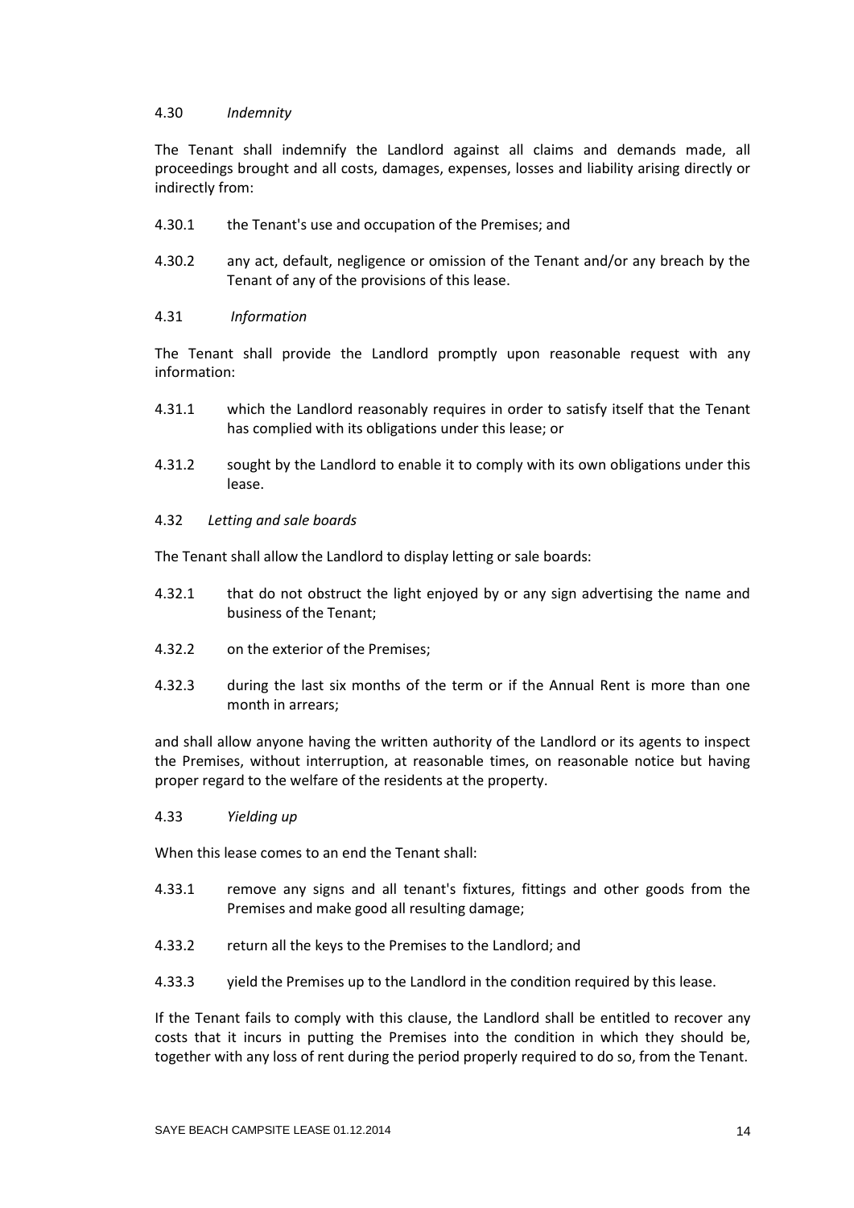4.30 *Indemnity*

The Tenant shall indemnify the Landlord against all claims and demands made, all proceedings brought and all costs, damages, expenses, losses and liability arising directly or indirectly from:

4.30.1 the Tenant's use and occupation of the Premises; and

4.30.2 any act, default, negligence or omission of the Tenant and/or any breach by the Tenant of any of the provisions of this lease.

4.31 *Information*

The Tenant shall provide the Landlord promptly upon reasonable request with any information:

4.31.1 which the Landlord reasonably requires in order to satisfy itself that the Tenant has complied with its obligations under this lease; or

4.31.2 sought by the Landlord to enable it to comply with its own obligations under this lease.

4.32 *Letting and sale boards*

The Tenant shall allow the Landlord to display letting or sale boards:

4.32.1 that do not obstruct the light enjoyed by or any sign advertising the name and business of the Tenant;

4.32.2 on the exterior of the Premises;

4.32.3 during the last six months of the term or if the Annual Rent is more than one month in arrears;

and shall allow anyone having the written authority of the Landlord or its agents to inspect the Premises, without interruption, at reasonable times, on reasonable notice but having proper regard to the welfare of the residents at the property.

4.33 *Yielding up*

When this lease comes to an end the Tenant shall:

4.33.1 remove any signs and all tenant's fixtures, fittings and other goods from the Premises and make good all resulting damage;

4.33.2 return all the keys to the Premises to the Landlord; and

4.33.3 yield the Premises up to the Landlord in the condition required by this lease.

If the Tenant fails to comply with this clause, the Landlord shall be entitled to recover any costs that it incurs in putting the Premises into the condition in which they should be, together with any loss of rent during the period properly required to do so, from the Tenant.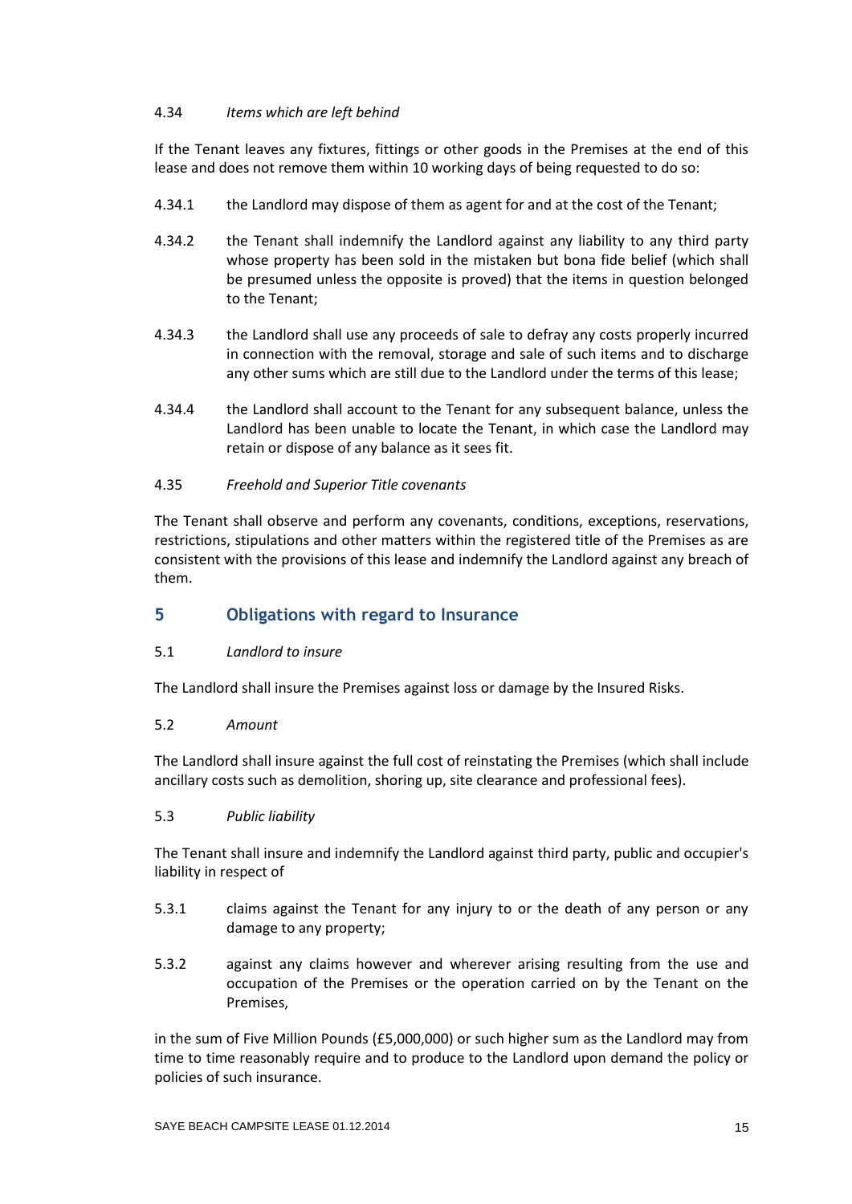4.34 *Items which are left behind*

If the Tenant leaves any fixtures, fittings or other goods in the Premises at the end of this lease and does not remove them within 10 working days of being requested to do so:

4.34.1 the Landlord may dispose of them as agent for and at the cost of the Tenant;

4.34.2 the Tenant shall indemnify the Landlord against any liability to any third party whose property has been sold in the mistaken but bona fide belief (which shall be presumed unless the opposite is proved) that the items in question belonged to the Tenant;

4.34.3 the Landlord shall use any proceeds of sale to defray any costs properly incurred in connection with the removal, storage and sale of such items and to discharge any other sums which are still due to the Landlord under the terms of this lease;

4.34.4 the Landlord shall account to the Tenant for any subsequent balance, unless the Landlord has been unable to locate the Tenant, in which case the Landlord may retain or dispose of any balance as it sees fit.

4.35 *Freehold and Superior Title covenants*

The Tenant shall observe and perform any covenants, conditions, exceptions, reservations, restrictions, stipulations and other matters within the registered title of the Premises as are consistent with the provisions of this lease and indemnify the Landlord against any breach of them.

## 5 Obligations with regard to Insurance

5.1 *Landlord to insure*

The Landlord shall insure the Premises against loss or damage by the Insured Risks.

5.2 *Amount*

The Landlord shall insure against the full cost of reinstating the Premises (which shall include ancillary costs such as demolition, shoring up, site clearance and professional fees).

5.3 *Public liability*

The Tenant shall insure and indemnify the Landlord against third party, public and occupier's liability in respect of

5.3.1 claims against the Tenant for any injury to or the death of any person or any damage to any property;

5.3.2 against any claims however and wherever arising resulting from the use and occupation of the Premises or the operation carried on by the Tenant on the Premises,

in the sum of Five Million Pounds (£5,000,000) or such higher sum as the Landlord may from time to time reasonably require and to produce to the Landlord upon demand the policy or policies of such insurance.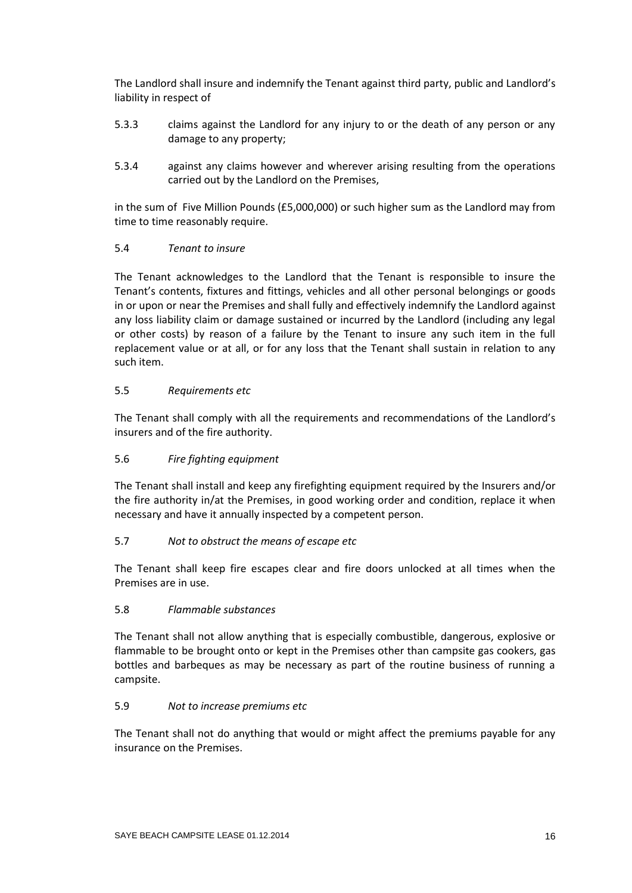The Landlord shall insure and indemnify the Tenant against third party, public and Landlord's liability in respect of

5.3.3 claims against the Landlord for any injury to or the death of any person or any damage to any property;

5.3.4 against any claims however and wherever arising resulting from the operations carried out by the Landlord on the Premises,

in the sum of Five Million Pounds (£5,000,000) or such higher sum as the Landlord may from time to time reasonably require.

5.4 *Tenant to insure*

The Tenant acknowledges to the Landlord that the Tenant is responsible to insure the Tenant's contents, fixtures and fittings, vehicles and all other personal belongings or goods in or upon or near the Premises and shall fully and effectively indemnify the Landlord against any loss liability claim or damage sustained or incurred by the Landlord (including any legal or other costs) by reason of a failure by the Tenant to insure any such item in the full replacement value or at all, or for any loss that the Tenant shall sustain in relation to any such item.

5.5 *Requirements etc*

The Tenant shall comply with all the requirements and recommendations of the Landlord's insurers and of the fire authority.

5.6 *Fire fighting equipment*

The Tenant shall install and keep any firefighting equipment required by the Insurers and/or the fire authority in/at the Premises, in good working order and condition, replace it when necessary and have it annually inspected by a competent person.

5.7 *Not to obstruct the means of escape etc*

The Tenant shall keep fire escapes clear and fire doors unlocked at all times when the Premises are in use.

5.8 *Flammable substances*

The Tenant shall not allow anything that is especially combustible, dangerous, explosive or flammable to be brought onto or kept in the Premises other than campsite gas cookers, gas bottles and barbeques as may be necessary as part of the routine business of running a campsite.

5.9 *Not to increase premiums etc*

The Tenant shall not do anything that would or might affect the premiums payable for any insurance on the Premises.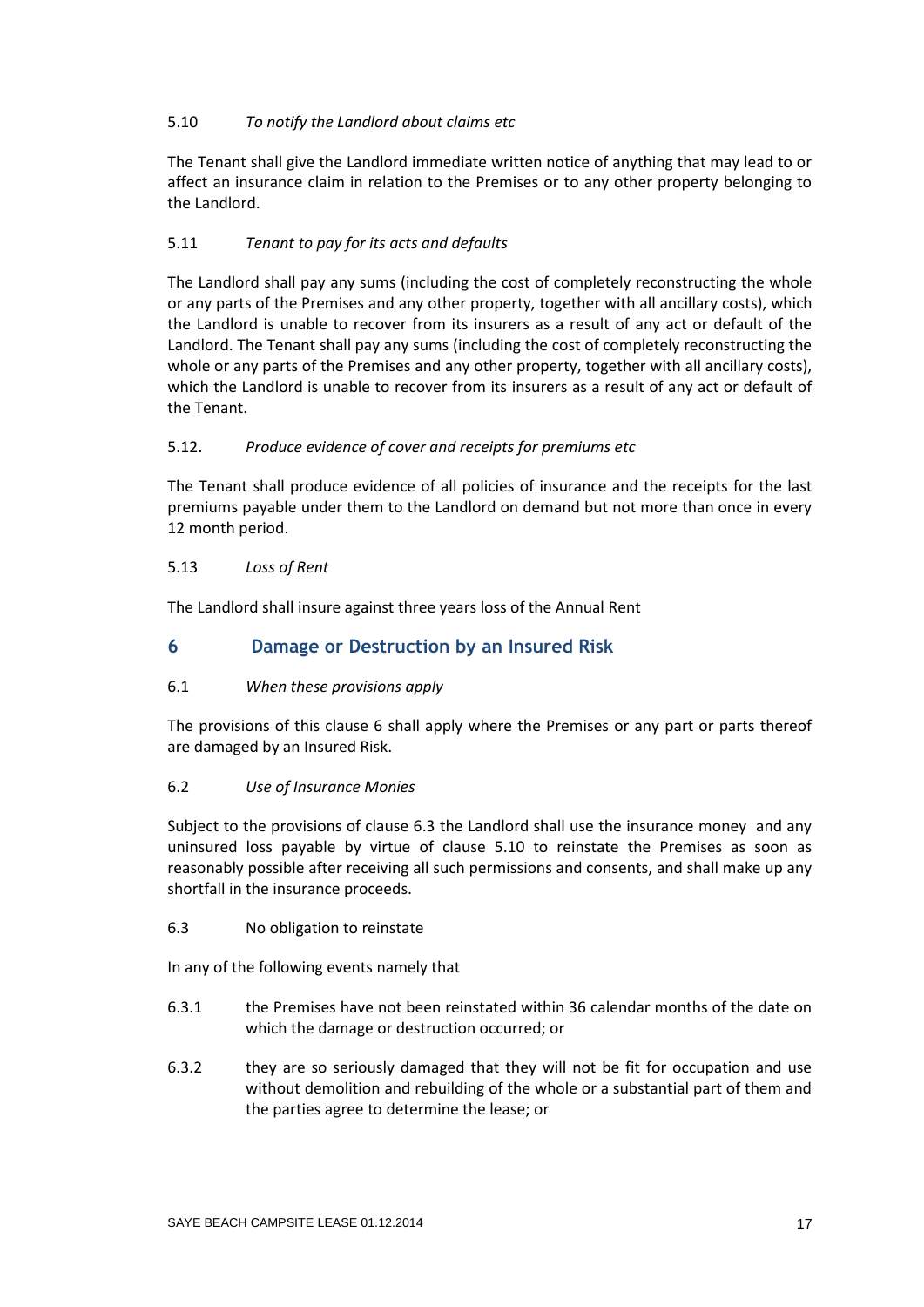5.10 *To notify the Landlord about claims etc*

The Tenant shall give the Landlord immediate written notice of anything that may lead to or affect an insurance claim in relation to the Premises or to any other property belonging to the Landlord.

5.11 *Tenant to pay for its acts and defaults*

The Landlord shall pay any sums (including the cost of completely reconstructing the whole or any parts of the Premises and any other property, together with all ancillary costs), which the Landlord is unable to recover from its insurers as a result of any act or default of the Landlord. The Tenant shall pay any sums (including the cost of completely reconstructing the whole or any parts of the Premises and any other property, together with all ancillary costs), which the Landlord is unable to recover from its insurers as a result of any act or default of the Tenant.

5.12. *Produce evidence of cover and receipts for premiums etc*

The Tenant shall produce evidence of all policies of insurance and the receipts for the last premiums payable under them to the Landlord on demand but not more than once in every 12 month period.

5.13 *Loss of Rent*

The Landlord shall insure against three years loss of the Annual Rent

## 6 Damage or Destruction by an Insured Risk

6.1 *When these provisions apply*

The provisions of this clause 6 shall apply where the Premises or any part or parts thereof are damaged by an Insured Risk.

6.2 *Use of Insurance Monies*

Subject to the provisions of clause 6.3 the Landlord shall use the insurance money and any uninsured loss payable by virtue of clause 5.10 to reinstate the Premises as soon as reasonably possible after receiving all such permissions and consents, and shall make up any shortfall in the insurance proceeds.

6.3 No obligation to reinstate

In any of the following events namely that

6.3.1 the Premises have not been reinstated within 36 calendar months of the date on which the damage or destruction occurred; or

6.3.2 they are so seriously damaged that they will not be fit for occupation and use without demolition and rebuilding of the whole or a substantial part of them and the parties agree to determine the lease; or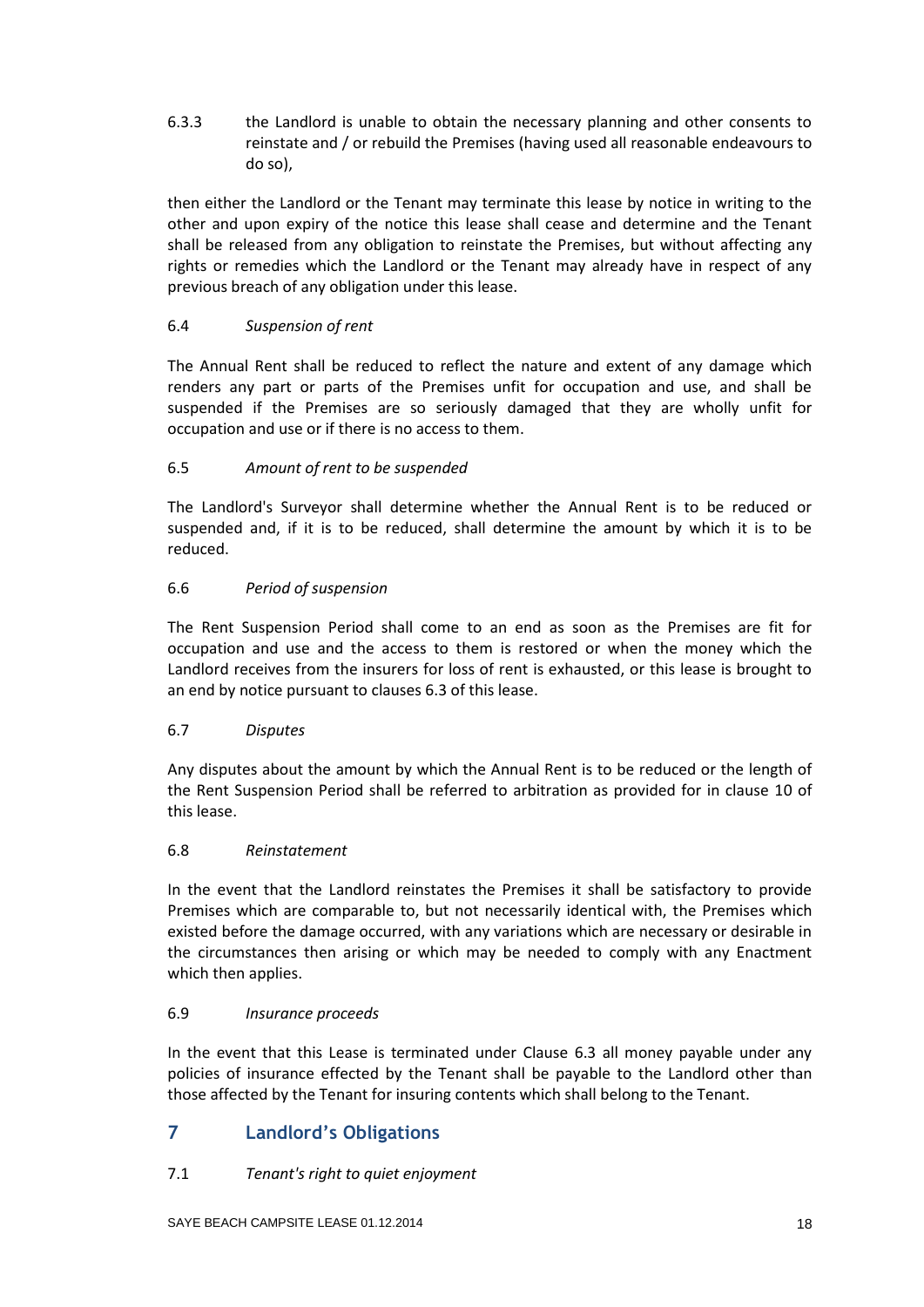6.3.3 the Landlord is unable to obtain the necessary planning and other consents to reinstate and / or rebuild the Premises (having used all reasonable endeavours to do so),

then either the Landlord or the Tenant may terminate this lease by notice in writing to the other and upon expiry of the notice this lease shall cease and determine and the Tenant shall be released from any obligation to reinstate the Premises, but without affecting any rights or remedies which the Landlord or the Tenant may already have in respect of any previous breach of any obligation under this lease.

6.4 *Suspension of rent*

The Annual Rent shall be reduced to reflect the nature and extent of any damage which renders any part or parts of the Premises unfit for occupation and use, and shall be suspended if the Premises are so seriously damaged that they are wholly unfit for occupation and use or if there is no access to them.

6.5 *Amount of rent to be suspended*

The Landlord's Surveyor shall determine whether the Annual Rent is to be reduced or suspended and, if it is to be reduced, shall determine the amount by which it is to be reduced.

6.6 *Period of suspension*

The Rent Suspension Period shall come to an end as soon as the Premises are fit for occupation and use and the access to them is restored or when the money which the Landlord receives from the insurers for loss of rent is exhausted, or this lease is brought to an end by notice pursuant to clauses 6.3 of this lease.

6.7 *Disputes*

Any disputes about the amount by which the Annual Rent is to be reduced or the length of the Rent Suspension Period shall be referred to arbitration as provided for in clause 10 of this lease.

6.8 *Reinstatement*

In the event that the Landlord reinstates the Premises it shall be satisfactory to provide Premises which are comparable to, but not necessarily identical with, the Premises which existed before the damage occurred, with any variations which are necessary or desirable in the circumstances then arising or which may be needed to comply with any Enactment which then applies.

6.9 *Insurance proceeds*

In the event that this Lease is terminated under Clause 6.3 all money payable under any policies of insurance effected by the Tenant shall be payable to the Landlord other than those affected by the Tenant for insuring contents which shall belong to the Tenant.

## 7 Landlord's Obligations

7.1 *Tenant's right to quiet enjoyment*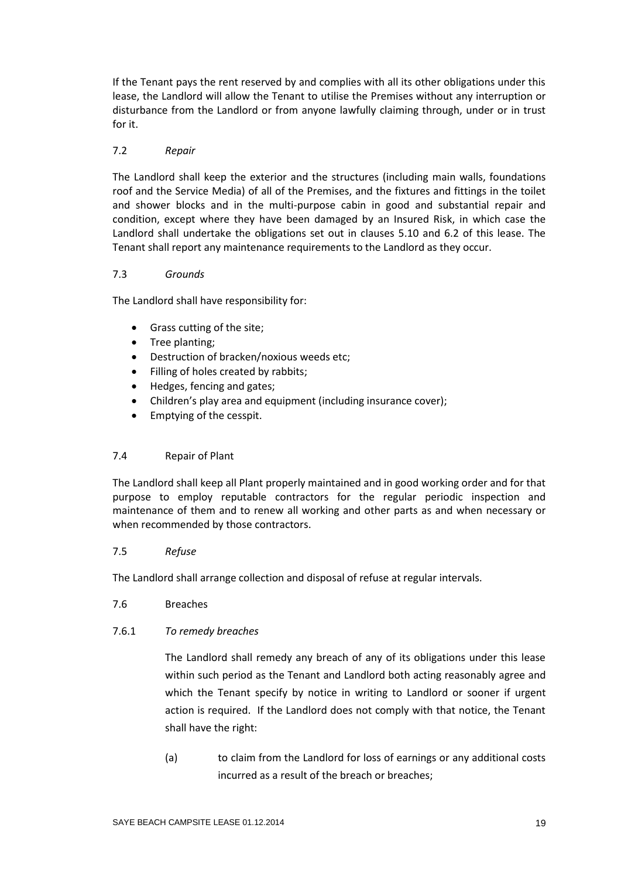If the Tenant pays the rent reserved by and complies with all its other obligations under this lease, the Landlord will allow the Tenant to utilise the Premises without any interruption or disturbance from the Landlord or from anyone lawfully claiming through, under or in trust for it.

7.2 *Repair*

The Landlord shall keep the exterior and the structures (including main walls, foundations roof and the Service Media) of all of the Premises, and the fixtures and fittings in the toilet and shower blocks and in the multi-purpose cabin in good and substantial repair and condition, except where they have been damaged by an Insured Risk, in which case the Landlord shall undertake the obligations set out in clauses 5.10 and 6.2 of this lease. The Tenant shall report any maintenance requirements to the Landlord as they occur.

7.3 *Grounds*

The Landlord shall have responsibility for:

- Grass cutting of the site;
- Tree planting;
- Destruction of bracken/noxious weeds etc;
- Filling of holes created by rabbits;
- Hedges, fencing and gates;
- Children's play area and equipment (including insurance cover);
- Emptying of the cesspit.

7.4 Repair of Plant

The Landlord shall keep all Plant properly maintained and in good working order and for that purpose to employ reputable contractors for the regular periodic inspection and maintenance of them and to renew all working and other parts as and when necessary or when recommended by those contractors.

7.5 *Refuse*

The Landlord shall arrange collection and disposal of refuse at regular intervals.

7.6 Breaches

7.6.1 *To remedy breaches*

The Landlord shall remedy any breach of any of its obligations under this lease within such period as the Tenant and Landlord both acting reasonably agree and which the Tenant specify by notice in writing to Landlord or sooner if urgent action is required. If the Landlord does not comply with that notice, the Tenant shall have the right:

(a) to claim from the Landlord for loss of earnings or any additional costs incurred as a result of the breach or breaches;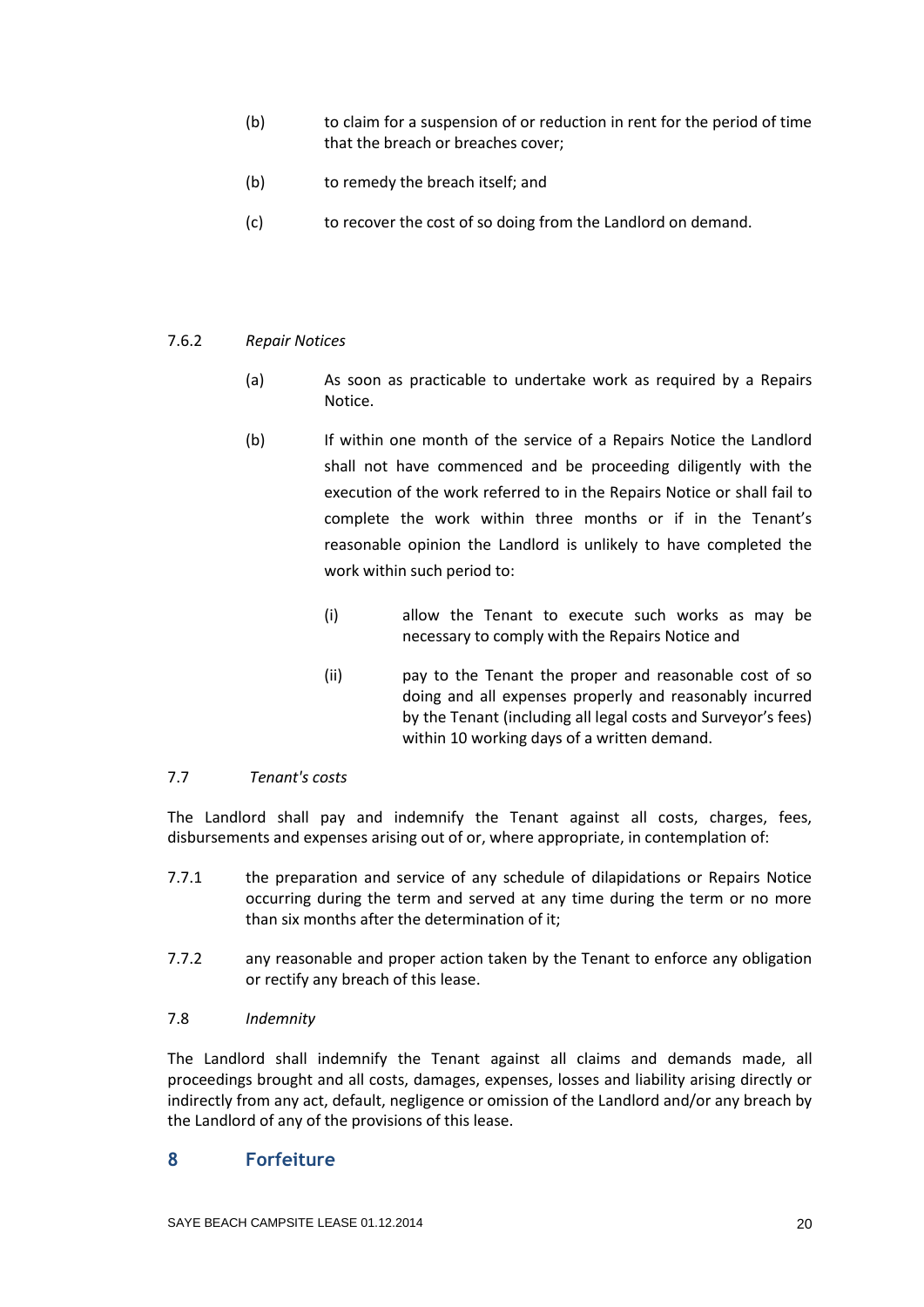(b) to claim for a suspension of or reduction in rent for the period of time that the breach or breaches cover;

(b) to remedy the breach itself; and

(c) to recover the cost of so doing from the Landlord on demand.

7.6.2 *Repair Notices*

(a) As soon as practicable to undertake work as required by a Repairs Notice.

(b) If within one month of the service of a Repairs Notice the Landlord shall not have commenced and be proceeding diligently with the execution of the work referred to in the Repairs Notice or shall fail to complete the work within three months or if in the Tenant's reasonable opinion the Landlord is unlikely to have completed the work within such period to:

(i) allow the Tenant to execute such works as may be necessary to comply with the Repairs Notice and

(ii) pay to the Tenant the proper and reasonable cost of so doing and all expenses properly and reasonably incurred by the Tenant (including all legal costs and Surveyor's fees) within 10 working days of a written demand.

7.7 *Tenant's costs*

The Landlord shall pay and indemnify the Tenant against all costs, charges, fees, disbursements and expenses arising out of or, where appropriate, in contemplation of:

7.7.1 the preparation and service of any schedule of dilapidations or Repairs Notice occurring during the term and served at any time during the term or no more than six months after the determination of it;

7.7.2 any reasonable and proper action taken by the Tenant to enforce any obligation or rectify any breach of this lease.

7.8 *Indemnity*

The Landlord shall indemnify the Tenant against all claims and demands made, all proceedings brought and all costs, damages, expenses, losses and liability arising directly or indirectly from any act, default, negligence or omission of the Landlord and/or any breach by the Landlord of any of the provisions of this lease.

## 8 Forfeiture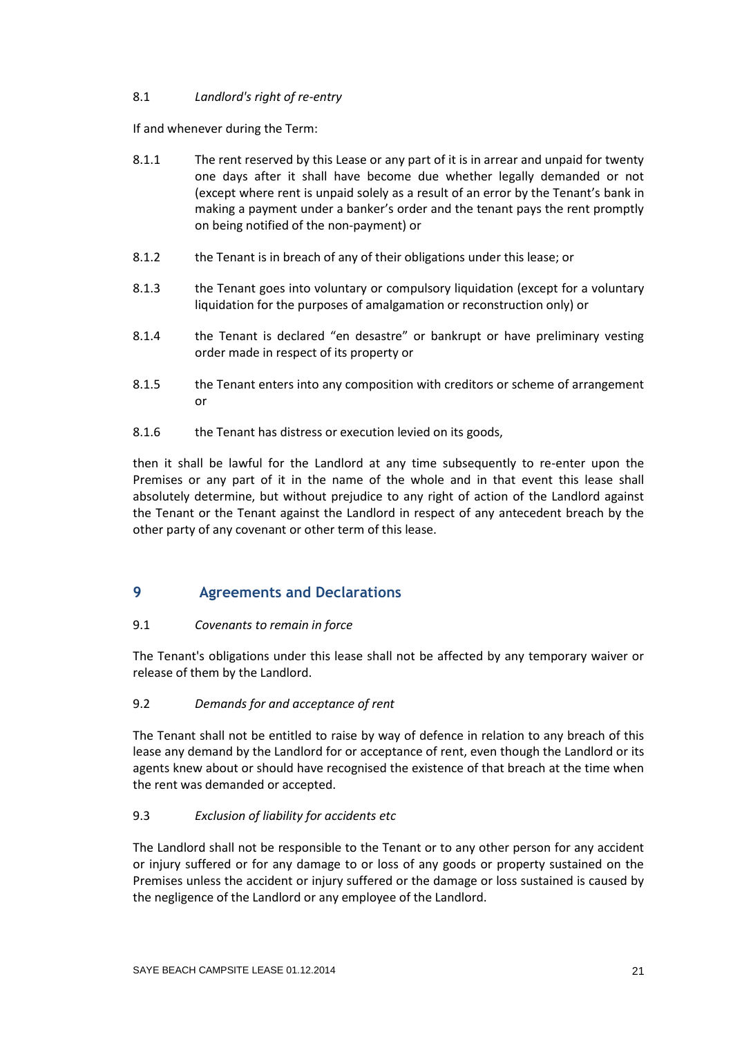8.1 *Landlord's right of re-entry*

If and whenever during the Term:

8.1.1 The rent reserved by this Lease or any part of it is in arrear and unpaid for twenty one days after it shall have become due whether legally demanded or not (except where rent is unpaid solely as a result of an error by the Tenant's bank in making a payment under a banker's order and the tenant pays the rent promptly on being notified of the non-payment) or

8.1.2 the Tenant is in breach of any of their obligations under this lease; or

8.1.3 the Tenant goes into voluntary or compulsory liquidation (except for a voluntary liquidation for the purposes of amalgamation or reconstruction only) or

8.1.4 the Tenant is declared "en desastre" or bankrupt or have preliminary vesting order made in respect of its property or

8.1.5 the Tenant enters into any composition with creditors or scheme of arrangement or

8.1.6 the Tenant has distress or execution levied on its goods,

then it shall be lawful for the Landlord at any time subsequently to re-enter upon the Premises or any part of it in the name of the whole and in that event this lease shall absolutely determine, but without prejudice to any right of action of the Landlord against the Tenant or the Tenant against the Landlord in respect of any antecedent breach by the other party of any covenant or other term of this lease.

## 9 Agreements and Declarations

9.1 *Covenants to remain in force*

The Tenant's obligations under this lease shall not be affected by any temporary waiver or release of them by the Landlord.

9.2 *Demands for and acceptance of rent*

The Tenant shall not be entitled to raise by way of defence in relation to any breach of this lease any demand by the Landlord for or acceptance of rent, even though the Landlord or its agents knew about or should have recognised the existence of that breach at the time when the rent was demanded or accepted.

9.3 *Exclusion of liability for accidents etc*

The Landlord shall not be responsible to the Tenant or to any other person for any accident or injury suffered or for any damage to or loss of any goods or property sustained on the Premises unless the accident or injury suffered or the damage or loss sustained is caused by the negligence of the Landlord or any employee of the Landlord.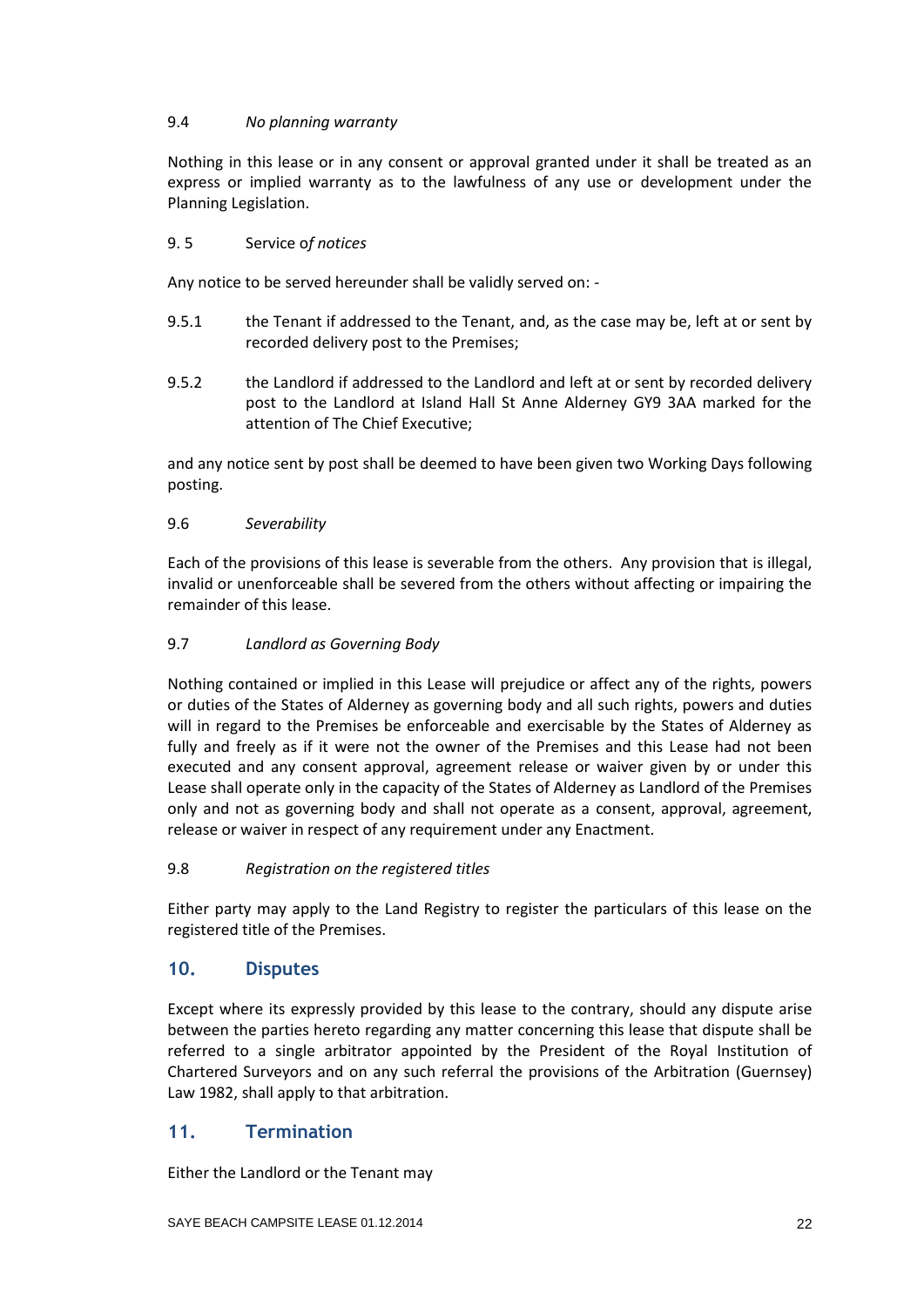9.4 *No planning warranty*

Nothing in this lease or in any consent or approval granted under it shall be treated as an express or implied warranty as to the lawfulness of any use or development under the Planning Legislation.

9. 5 Service o*f notices*

Any notice to be served hereunder shall be validly served on: -

9.5.1 the Tenant if addressed to the Tenant, and, as the case may be, left at or sent by recorded delivery post to the Premises;

9.5.2 the Landlord if addressed to the Landlord and left at or sent by recorded delivery post to the Landlord at Island Hall St Anne Alderney GY9 3AA marked for the attention of The Chief Executive;

and any notice sent by post shall be deemed to have been given two Working Days following posting.

9.6 *Severability*

Each of the provisions of this lease is severable from the others. Any provision that is illegal, invalid or unenforceable shall be severed from the others without affecting or impairing the remainder of this lease.

9.7 *Landlord as Governing Body*

Nothing contained or implied in this Lease will prejudice or affect any of the rights, powers or duties of the States of Alderney as governing body and all such rights, powers and duties will in regard to the Premises be enforceable and exercisable by the States of Alderney as fully and freely as if it were not the owner of the Premises and this Lease had not been executed and any consent approval, agreement release or waiver given by or under this Lease shall operate only in the capacity of the States of Alderney as Landlord of the Premises only and not as governing body and shall not operate as a consent, approval, agreement, release or waiver in respect of any requirement under any Enactment.

9.8 *Registration on the registered titles*

Either party may apply to the Land Registry to register the particulars of this lease on the registered title of the Premises.

## 10. Disputes

Except where its expressly provided by this lease to the contrary, should any dispute arise between the parties hereto regarding any matter concerning this lease that dispute shall be referred to a single arbitrator appointed by the President of the Royal Institution of Chartered Surveyors and on any such referral the provisions of the Arbitration (Guernsey) Law 1982, shall apply to that arbitration.

## 11. Termination

Either the Landlord or the Tenant may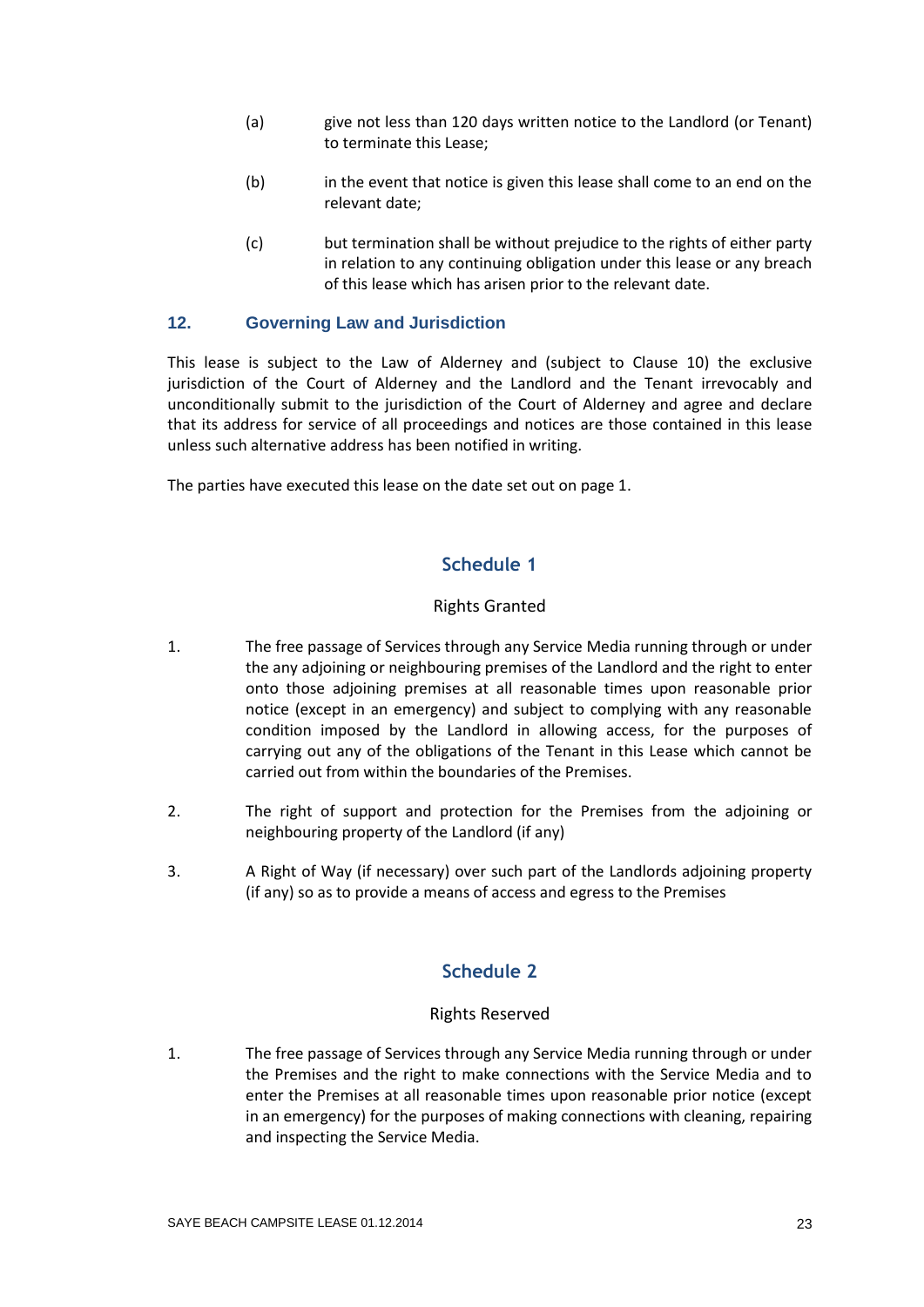(a) give not less than 120 days written notice to the Landlord (or Tenant) to terminate this Lease;

(b) in the event that notice is given this lease shall come to an end on the relevant date;

(c) but termination shall be without prejudice to the rights of either party in relation to any continuing obligation under this lease or any breach of this lease which has arisen prior to the relevant date.

## 12. Governing Law and Jurisdiction

This lease is subject to the Law of Alderney and (subject to Clause 10) the exclusive jurisdiction of the Court of Alderney and the Landlord and the Tenant irrevocably and unconditionally submit to the jurisdiction of the Court of Alderney and agree and declare that its address for service of all proceedings and notices are those contained in this lease unless such alternative address has been notified in writing.

The parties have executed this lease on the date set out on page 1.

## Schedule 1

Rights Granted

1. The free passage of Services through any Service Media running through or under the any adjoining or neighbouring premises of the Landlord and the right to enter onto those adjoining premises at all reasonable times upon reasonable prior notice (except in an emergency) and subject to complying with any reasonable condition imposed by the Landlord in allowing access, for the purposes of carrying out any of the obligations of the Tenant in this Lease which cannot be carried out from within the boundaries of the Premises.

2. The right of support and protection for the Premises from the adjoining or neighbouring property of the Landlord (if any)

3. A Right of Way (if necessary) over such part of the Landlords adjoining property (if any) so as to provide a means of access and egress to the Premises

## Schedule 2

Rights Reserved

1. The free passage of Services through any Service Media running through or under the Premises and the right to make connections with the Service Media and to enter the Premises at all reasonable times upon reasonable prior notice (except in an emergency) for the purposes of making connections with cleaning, repairing and inspecting the Service Media.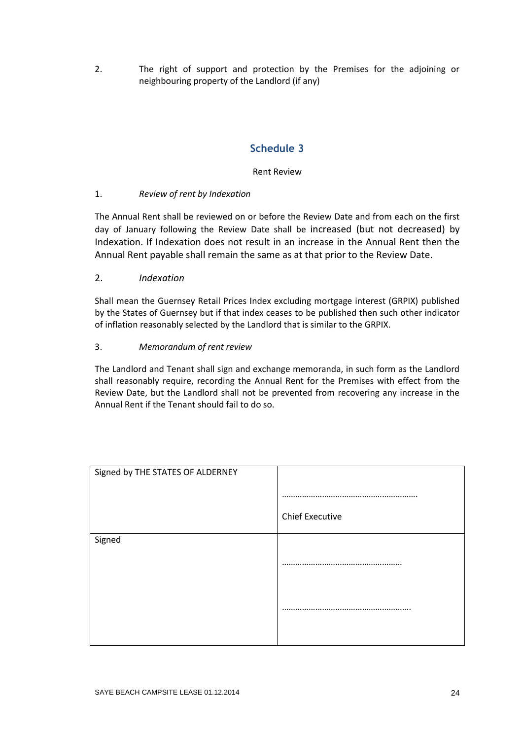2. The right of support and protection by the Premises for the adjoining or neighbouring property of the Landlord (if any)

## Schedule 3

Rent Review

1. *Review of rent by Indexation*

The Annual Rent shall be reviewed on or before the Review Date and from each on the first day of January following the Review Date shall be increased (but not decreased) by Indexation. If Indexation does not result in an increase in the Annual Rent then the Annual Rent payable shall remain the same as at that prior to the Review Date.

2. *Indexation*

Shall mean the Guernsey Retail Prices Index excluding mortgage interest (GRPIX) published by the States of Guernsey but if that index ceases to be published then such other indicator of inflation reasonably selected by the Landlord that is similar to the GRPIX.

3. *Memorandum of rent review*

The Landlord and Tenant shall sign and exchange memoranda, in such form as the Landlord shall reasonably require, recording the Annual Rent for the Premises with effect from the Review Date, but the Landlord shall not be prevented from recovering any increase in the Annual Rent if the Tenant should fail to do so.

| | |
|---|---|
| Signed by THE STATES OF ALDERNEY | …………………………………………………. <br> Chief Executive |
| Signed | …………………………………………… <br> ……………………………………………….. |

SAYE BEACH CAMPSITE LEASE 01.12.2014